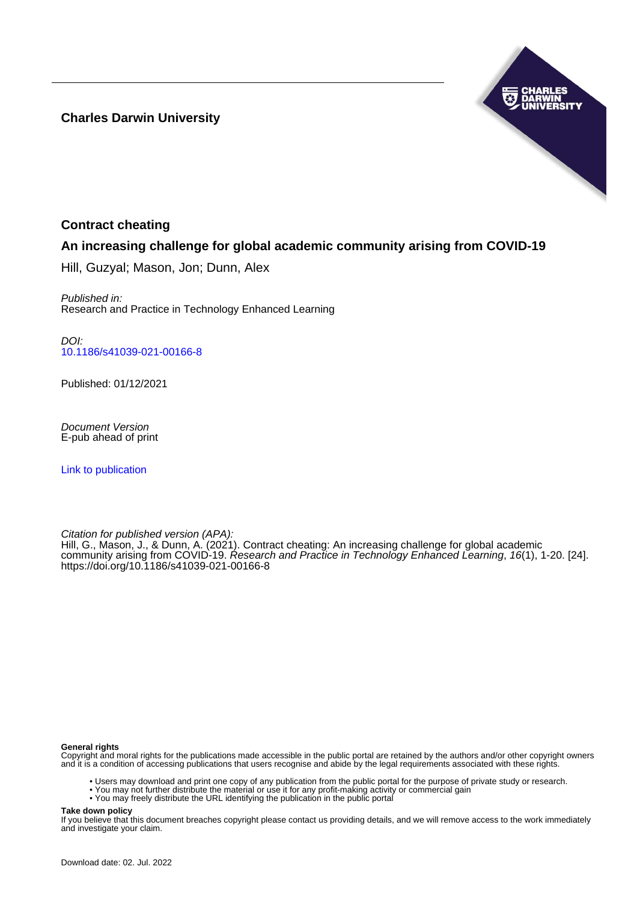**Charles Darwin University**

# Contract cheating

## An increasing challenge for global academic community arising from COVID-19

Hill, Guzyal; Mason, Jon; Dunn, Alex

*Published in:*
Research and Practice in Technology Enhanced Learning

*DOI:*
[10.1186/s41039-021-00166-8](https://doi.org/10.1186/s41039-021-00166-8)

Published: 01/12/2021

*Document Version*
E-pub ahead of print

[Link to publication]

*Citation for published version (APA):*
Hill, G., Mason, J., & Dunn, A. (2021). Contract cheating: An increasing challenge for global academic community arising from COVID-19. *Research and Practice in Technology Enhanced Learning*, *16*(1), 1-20. [24]. https://doi.org/10.1186/s41039-021-00166-8

**General rights**
Copyright and moral rights for the publications made accessible in the public portal are retained by the authors and/or other copyright owners and it is a condition of accessing publications that users recognise and abide by the legal requirements associated with these rights.

- Users may download and print one copy of any publication from the public portal for the purpose of private study or research.
- You may not further distribute the material or use it for any profit-making activity or commercial gain
- You may freely distribute the URL identifying the publication in the public portal

**Take down policy**
If you believe that this document breaches copyright please contact us providing details, and we will remove access to the work immediately and investigate your claim.

Download date: 02. Jul. 2022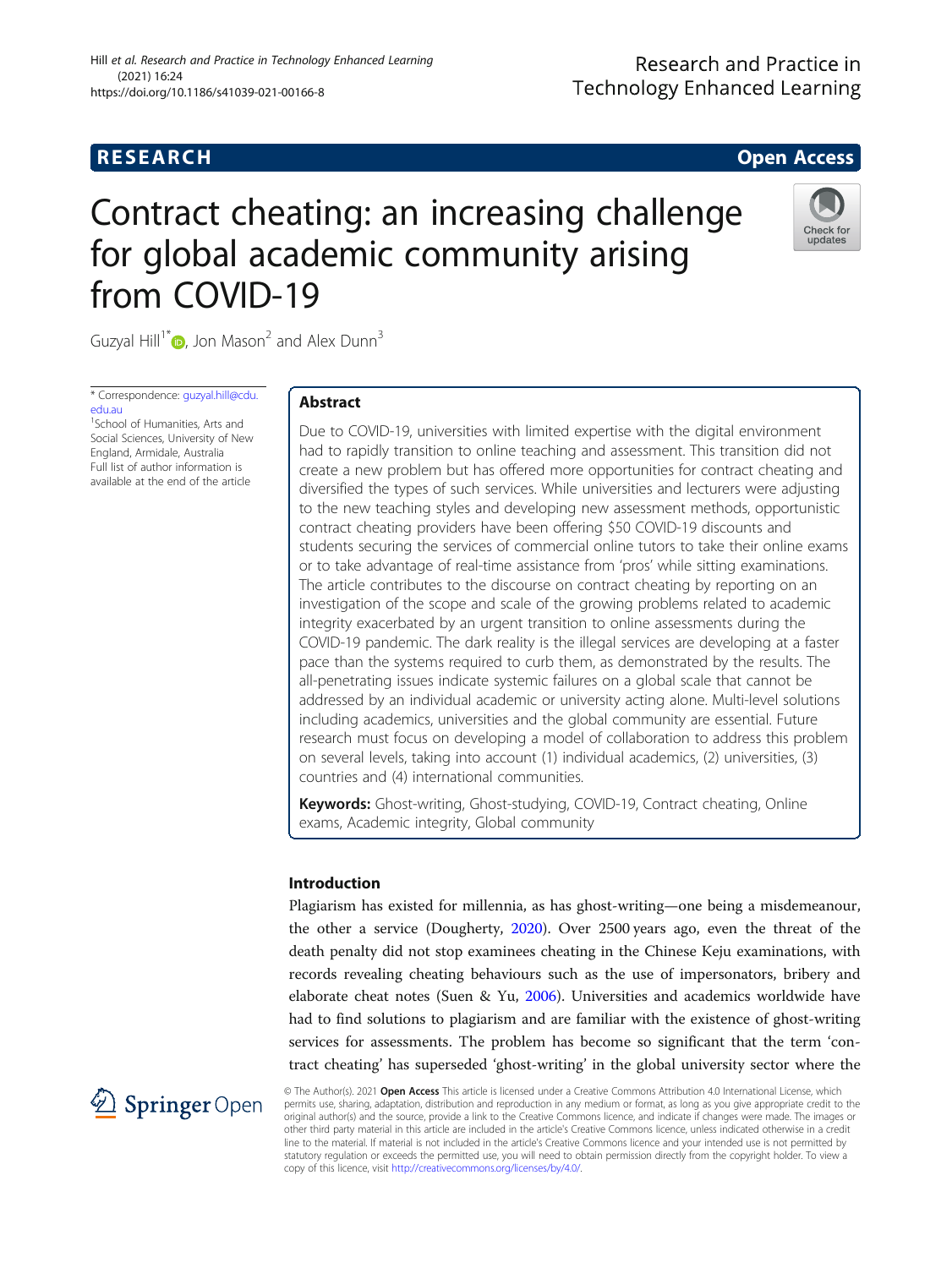# Contract cheating: an increasing challenge for global academic community arising from COVID-19

Guzyal Hill[1*], Jon Mason[2] and Alex Dunn[3]

\* Correspondence: guzyal.hill@cdu.edu.au

[1]School of Humanities, Arts and Social Sciences, University of New England, Armidale, Australia

Full list of author information is available at the end of the article

## Abstract

Due to COVID-19, universities with limited expertise with the digital environment had to rapidly transition to online teaching and assessment. This transition did not create a new problem but has offered more opportunities for contract cheating and diversified the types of such services. While universities and lecturers were adjusting to the new teaching styles and developing new assessment methods, opportunistic contract cheating providers have been offering $50 COVID-19 discounts and students securing the services of commercial online tutors to take their online exams or to take advantage of real-time assistance from 'pros' while sitting examinations. The article contributes to the discourse on contract cheating by reporting on an investigation of the scope and scale of the growing problems related to academic integrity exacerbated by an urgent transition to online assessments during the COVID-19 pandemic. The dark reality is the illegal services are developing at a faster pace than the systems required to curb them, as demonstrated by the results. The all-penetrating issues indicate systemic failures on a global scale that cannot be addressed by an individual academic or university acting alone. Multi-level solutions including academics, universities and the global community are essential. Future research must focus on developing a model of collaboration to address this problem on several levels, taking into account (1) individual academics, (2) universities, (3) countries and (4) international communities.

**Keywords:** Ghost-writing, Ghost-studying, COVID-19, Contract cheating, Online exams, Academic integrity, Global community

## Introduction

Plagiarism has existed for millennia, as has ghost-writing—one being a misdemeanour, the other a service (Dougherty, 2020). Over 2500 years ago, even the threat of the death penalty did not stop examinees cheating in the Chinese Keju examinations, with records revealing cheating behaviours such as the use of impersonators, bribery and elaborate cheat notes (Suen & Yu, 2006). Universities and academics worldwide have had to find solutions to plagiarism and are familiar with the existence of ghost-writing services for assessments. The problem has become so significant that the term 'contract cheating' has superseded 'ghost-writing' in the global university sector where the

© The Author(s). 2021 **Open Access** This article is licensed under a Creative Commons Attribution 4.0 International License, which permits use, sharing, adaptation, distribution and reproduction in any medium or format, as long as you give appropriate credit to the original author(s) and the source, provide a link to the Creative Commons licence, and indicate if changes were made. The images or other third party material in this article are included in the article's Creative Commons licence, unless indicated otherwise in a credit line to the material. If material is not included in the article's Creative Commons licence and your intended use is not permitted by statutory regulation or exceeds the permitted use, you will need to obtain permission directly from the copyright holder. To view a copy of this licence, visit http://creativecommons.org/licenses/by/4.0/.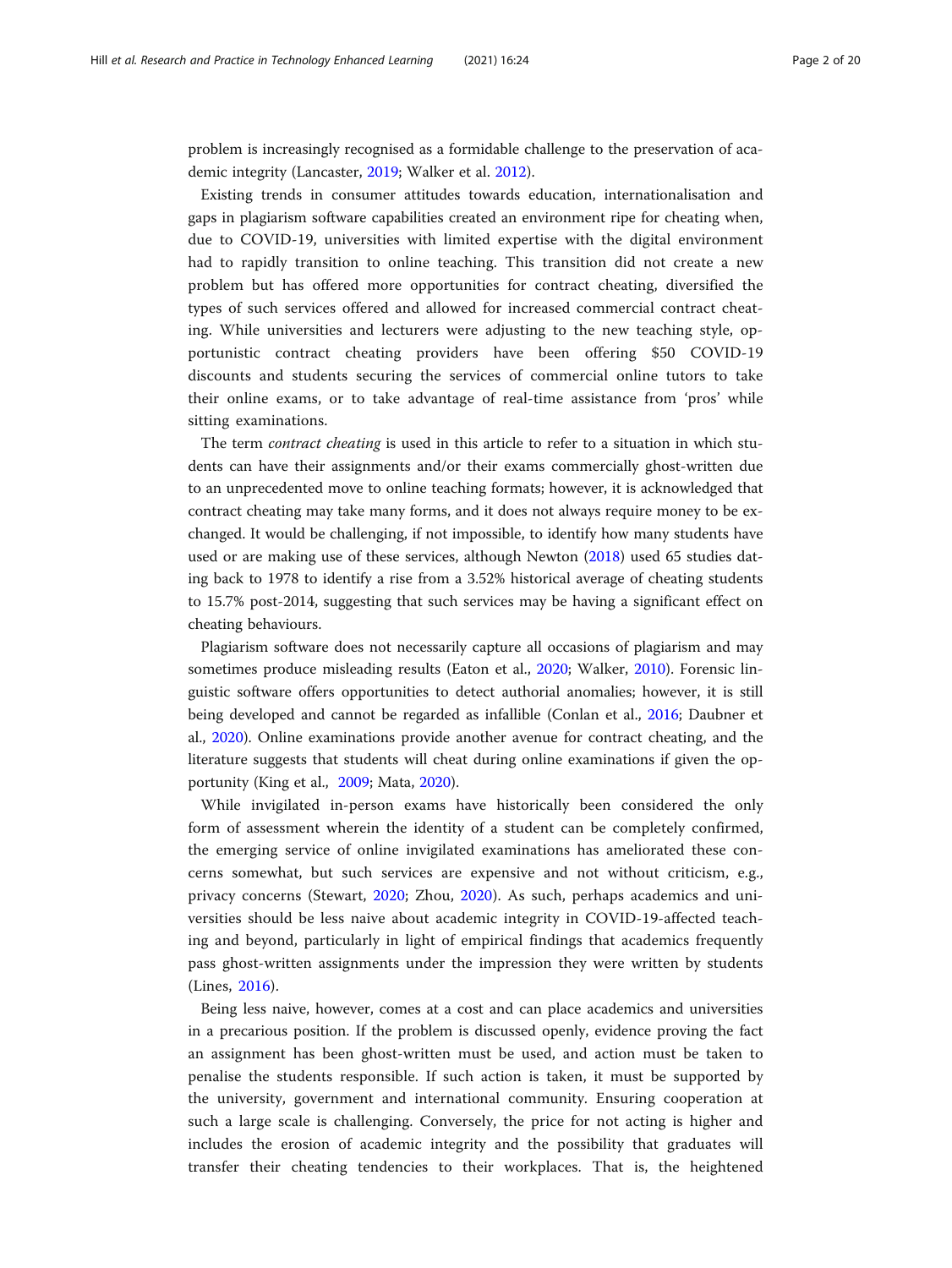problem is increasingly recognised as a formidable challenge to the preservation of academic integrity (Lancaster, 2019; Walker et al. 2012).

Existing trends in consumer attitudes towards education, internationalisation and gaps in plagiarism software capabilities created an environment ripe for cheating when, due to COVID-19, universities with limited expertise with the digital environment had to rapidly transition to online teaching. This transition did not create a new problem but has offered more opportunities for contract cheating, diversified the types of such services offered and allowed for increased commercial contract cheating. While universities and lecturers were adjusting to the new teaching style, opportunistic contract cheating providers have been offering $50 COVID-19 discounts and students securing the services of commercial online tutors to take their online exams, or to take advantage of real-time assistance from 'pros' while sitting examinations.

The term *contract cheating* is used in this article to refer to a situation in which students can have their assignments and/or their exams commercially ghost-written due to an unprecedented move to online teaching formats; however, it is acknowledged that contract cheating may take many forms, and it does not always require money to be exchanged. It would be challenging, if not impossible, to identify how many students have used or are making use of these services, although Newton (2018) used 65 studies dating back to 1978 to identify a rise from a 3.52% historical average of cheating students to 15.7% post-2014, suggesting that such services may be having a significant effect on cheating behaviours.

Plagiarism software does not necessarily capture all occasions of plagiarism and may sometimes produce misleading results (Eaton et al., 2020; Walker, 2010). Forensic linguistic software offers opportunities to detect authorial anomalies; however, it is still being developed and cannot be regarded as infallible (Conlan et al., 2016; Daubner et al., 2020). Online examinations provide another avenue for contract cheating, and the literature suggests that students will cheat during online examinations if given the opportunity (King et al., 2009; Mata, 2020).

While invigilated in-person exams have historically been considered the only form of assessment wherein the identity of a student can be completely confirmed, the emerging service of online invigilated examinations has ameliorated these concerns somewhat, but such services are expensive and not without criticism, e.g., privacy concerns (Stewart, 2020; Zhou, 2020). As such, perhaps academics and universities should be less naive about academic integrity in COVID-19-affected teaching and beyond, particularly in light of empirical findings that academics frequently pass ghost-written assignments under the impression they were written by students (Lines, 2016).

Being less naive, however, comes at a cost and can place academics and universities in a precarious position. If the problem is discussed openly, evidence proving the fact an assignment has been ghost-written must be used, and action must be taken to penalise the students responsible. If such action is taken, it must be supported by the university, government and international community. Ensuring cooperation at such a large scale is challenging. Conversely, the price for not acting is higher and includes the erosion of academic integrity and the possibility that graduates will transfer their cheating tendencies to their workplaces. That is, the heightened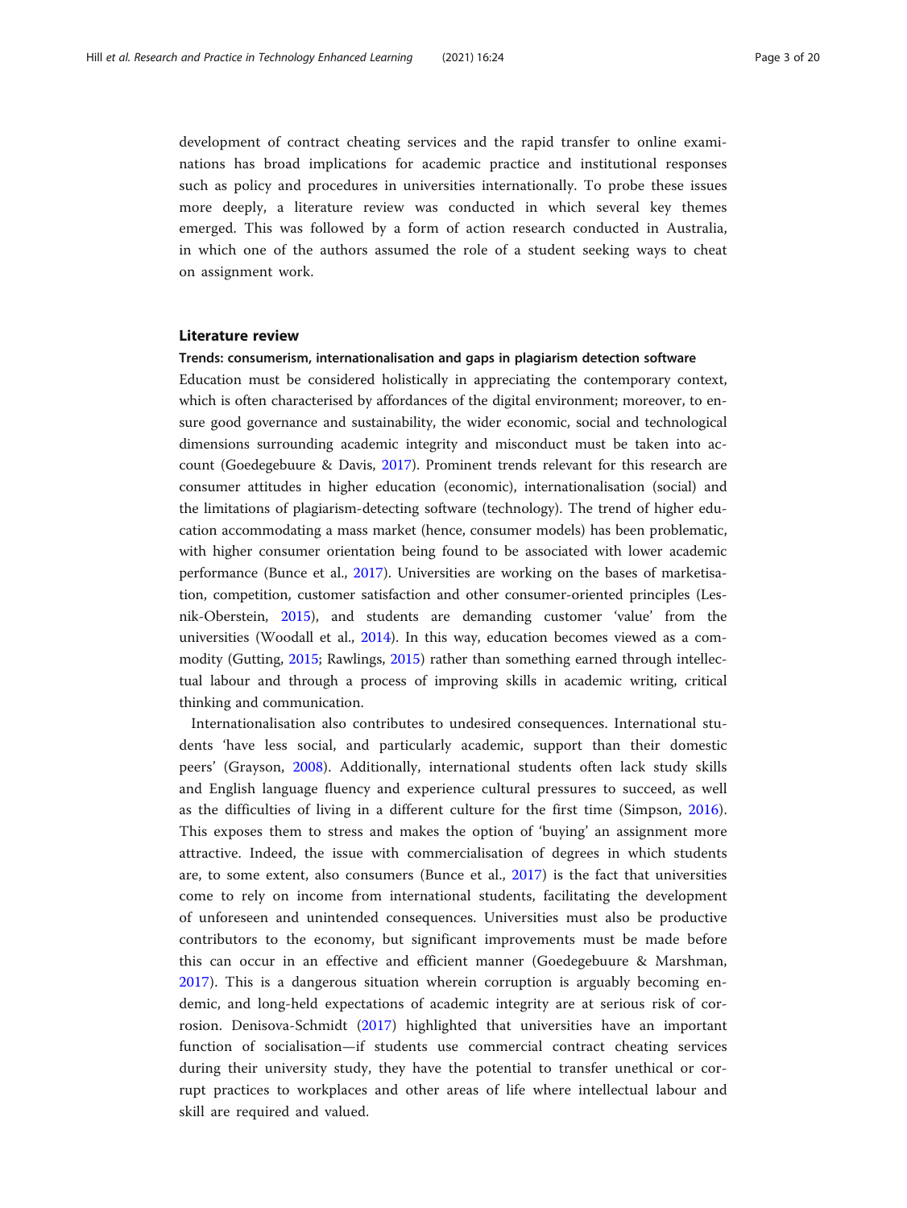development of contract cheating services and the rapid transfer to online examinations has broad implications for academic practice and institutional responses such as policy and procedures in universities internationally. To probe these issues more deeply, a literature review was conducted in which several key themes emerged. This was followed by a form of action research conducted in Australia, in which one of the authors assumed the role of a student seeking ways to cheat on assignment work.

## Literature review

### Trends: consumerism, internationalisation and gaps in plagiarism detection software

Education must be considered holistically in appreciating the contemporary context, which is often characterised by affordances of the digital environment; moreover, to ensure good governance and sustainability, the wider economic, social and technological dimensions surrounding academic integrity and misconduct must be taken into account (Goedegebuure & Davis, 2017). Prominent trends relevant for this research are consumer attitudes in higher education (economic), internationalisation (social) and the limitations of plagiarism-detecting software (technology). The trend of higher education accommodating a mass market (hence, consumer models) has been problematic, with higher consumer orientation being found to be associated with lower academic performance (Bunce et al., 2017). Universities are working on the bases of marketisation, competition, customer satisfaction and other consumer-oriented principles (Lesnik-Oberstein, 2015), and students are demanding customer 'value' from the universities (Woodall et al., 2014). In this way, education becomes viewed as a commodity (Gutting, 2015; Rawlings, 2015) rather than something earned through intellectual labour and through a process of improving skills in academic writing, critical thinking and communication.

Internationalisation also contributes to undesired consequences. International students 'have less social, and particularly academic, support than their domestic peers' (Grayson, 2008). Additionally, international students often lack study skills and English language fluency and experience cultural pressures to succeed, as well as the difficulties of living in a different culture for the first time (Simpson, 2016). This exposes them to stress and makes the option of 'buying' an assignment more attractive. Indeed, the issue with commercialisation of degrees in which students are, to some extent, also consumers (Bunce et al., 2017) is the fact that universities come to rely on income from international students, facilitating the development of unforeseen and unintended consequences. Universities must also be productive contributors to the economy, but significant improvements must be made before this can occur in an effective and efficient manner (Goedegebuure & Marshman, 2017). This is a dangerous situation wherein corruption is arguably becoming endemic, and long-held expectations of academic integrity are at serious risk of corrosion. Denisova-Schmidt (2017) highlighted that universities have an important function of socialisation—if students use commercial contract cheating services during their university study, they have the potential to transfer unethical or corrupt practices to workplaces and other areas of life where intellectual labour and skill are required and valued.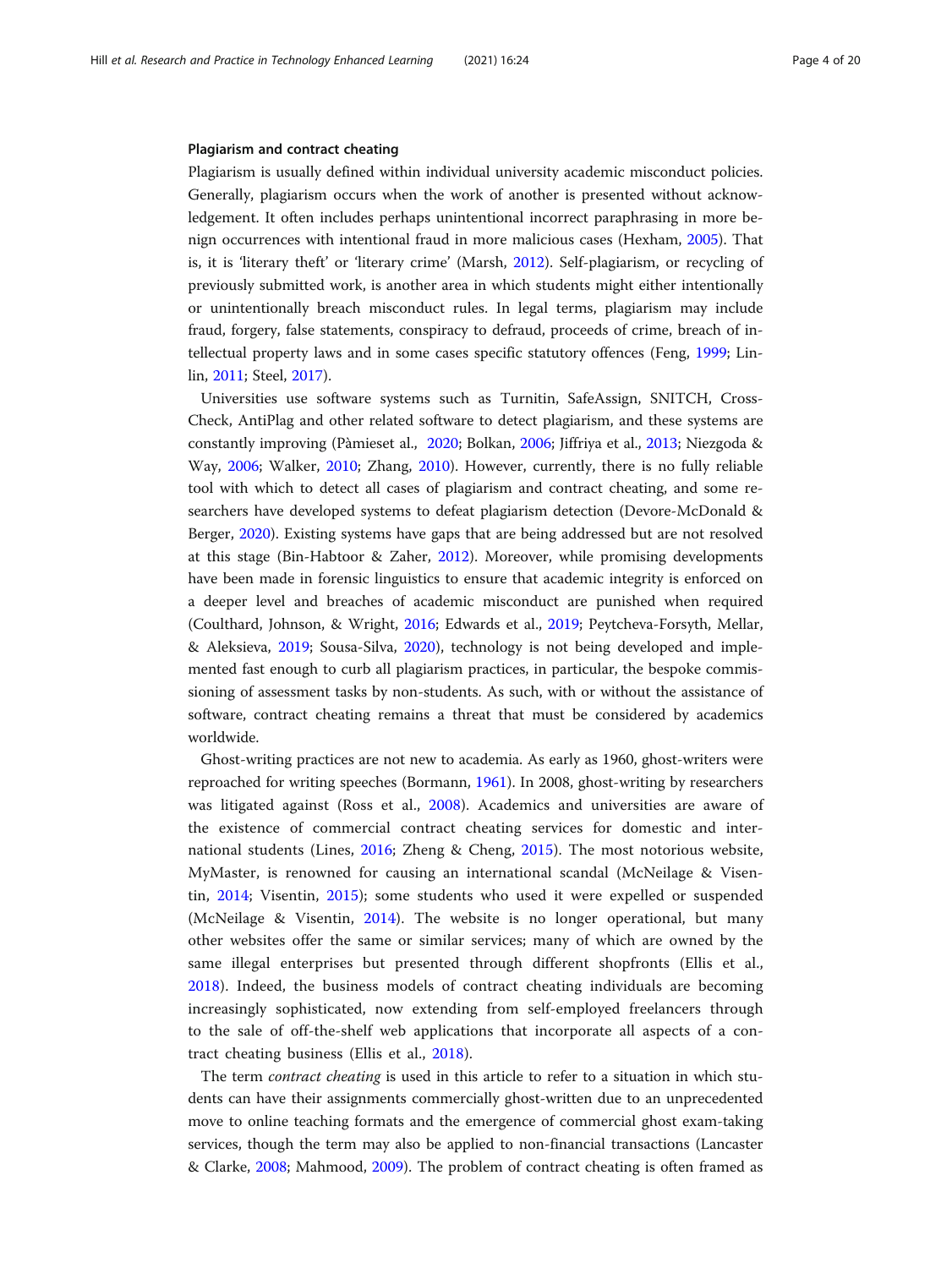### Plagiarism and contract cheating

Plagiarism is usually defined within individual university academic misconduct policies. Generally, plagiarism occurs when the work of another is presented without acknowledgement. It often includes perhaps unintentional incorrect paraphrasing in more benign occurrences with intentional fraud in more malicious cases (Hexham, 2005). That is, it is 'literary theft' or 'literary crime' (Marsh, 2012). Self-plagiarism, or recycling of previously submitted work, is another area in which students might either intentionally or unintentionally breach misconduct rules. In legal terms, plagiarism may include fraud, forgery, false statements, conspiracy to defraud, proceeds of crime, breach of intellectual property laws and in some cases specific statutory offences (Feng, 1999; Linlin, 2011; Steel, 2017).

Universities use software systems such as Turnitin, SafeAssign, SNITCH, CrossCheck, AntiPlag and other related software to detect plagiarism, and these systems are constantly improving (Pàmieset al., 2020; Bolkan, 2006; Jiffriya et al., 2013; Niezgoda & Way, 2006; Walker, 2010; Zhang, 2010). However, currently, there is no fully reliable tool with which to detect all cases of plagiarism and contract cheating, and some researchers have developed systems to defeat plagiarism detection (Devore-McDonald & Berger, 2020). Existing systems have gaps that are being addressed but are not resolved at this stage (Bin-Habtoor & Zaher, 2012). Moreover, while promising developments have been made in forensic linguistics to ensure that academic integrity is enforced on a deeper level and breaches of academic misconduct are punished when required (Coulthard, Johnson, & Wright, 2016; Edwards et al., 2019; Peytcheva-Forsyth, Mellar, & Aleksieva, 2019; Sousa-Silva, 2020), technology is not being developed and implemented fast enough to curb all plagiarism practices, in particular, the bespoke commissioning of assessment tasks by non-students. As such, with or without the assistance of software, contract cheating remains a threat that must be considered by academics worldwide.

Ghost-writing practices are not new to academia. As early as 1960, ghost-writers were reproached for writing speeches (Bormann, 1961). In 2008, ghost-writing by researchers was litigated against (Ross et al., 2008). Academics and universities are aware of the existence of commercial contract cheating services for domestic and international students (Lines, 2016; Zheng & Cheng, 2015). The most notorious website, MyMaster, is renowned for causing an international scandal (McNeilage & Visentin, 2014; Visentin, 2015); some students who used it were expelled or suspended (McNeilage & Visentin, 2014). The website is no longer operational, but many other websites offer the same or similar services; many of which are owned by the same illegal enterprises but presented through different shopfronts (Ellis et al., 2018). Indeed, the business models of contract cheating individuals are becoming increasingly sophisticated, now extending from self-employed freelancers through to the sale of off-the-shelf web applications that incorporate all aspects of a contract cheating business (Ellis et al., 2018).

The term *contract cheating* is used in this article to refer to a situation in which students can have their assignments commercially ghost-written due to an unprecedented move to online teaching formats and the emergence of commercial ghost exam-taking services, though the term may also be applied to non-financial transactions (Lancaster & Clarke, 2008; Mahmood, 2009). The problem of contract cheating is often framed as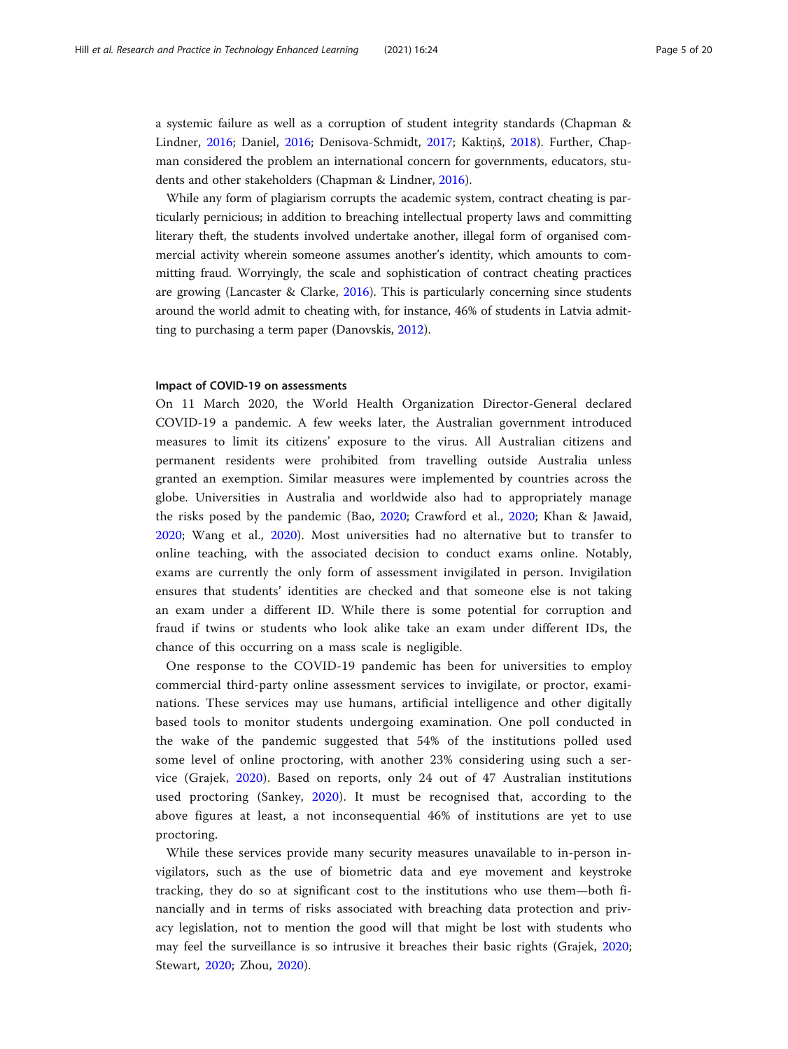a systemic failure as well as a corruption of student integrity standards (Chapman & Lindner, 2016; Daniel, 2016; Denisova-Schmidt, 2017; Kaktiņš, 2018). Further, Chapman considered the problem an international concern for governments, educators, students and other stakeholders (Chapman & Lindner, 2016).

While any form of plagiarism corrupts the academic system, contract cheating is particularly pernicious; in addition to breaching intellectual property laws and committing literary theft, the students involved undertake another, illegal form of organised commercial activity wherein someone assumes another's identity, which amounts to committing fraud. Worryingly, the scale and sophistication of contract cheating practices are growing (Lancaster & Clarke, 2016). This is particularly concerning since students around the world admit to cheating with, for instance, 46% of students in Latvia admitting to purchasing a term paper (Danovskis, 2012).

### Impact of COVID-19 on assessments

On 11 March 2020, the World Health Organization Director-General declared COVID-19 a pandemic. A few weeks later, the Australian government introduced measures to limit its citizens' exposure to the virus. All Australian citizens and permanent residents were prohibited from travelling outside Australia unless granted an exemption. Similar measures were implemented by countries across the globe. Universities in Australia and worldwide also had to appropriately manage the risks posed by the pandemic (Bao, 2020; Crawford et al., 2020; Khan & Jawaid, 2020; Wang et al., 2020). Most universities had no alternative but to transfer to online teaching, with the associated decision to conduct exams online. Notably, exams are currently the only form of assessment invigilated in person. Invigilation ensures that students' identities are checked and that someone else is not taking an exam under a different ID. While there is some potential for corruption and fraud if twins or students who look alike take an exam under different IDs, the chance of this occurring on a mass scale is negligible.

One response to the COVID-19 pandemic has been for universities to employ commercial third-party online assessment services to invigilate, or proctor, examinations. These services may use humans, artificial intelligence and other digitally based tools to monitor students undergoing examination. One poll conducted in the wake of the pandemic suggested that 54% of the institutions polled used some level of online proctoring, with another 23% considering using such a service (Grajek, 2020). Based on reports, only 24 out of 47 Australian institutions used proctoring (Sankey, 2020). It must be recognised that, according to the above figures at least, a not inconsequential 46% of institutions are yet to use proctoring.

While these services provide many security measures unavailable to in-person invigilators, such as the use of biometric data and eye movement and keystroke tracking, they do so at significant cost to the institutions who use them—both financially and in terms of risks associated with breaching data protection and privacy legislation, not to mention the good will that might be lost with students who may feel the surveillance is so intrusive it breaches their basic rights (Grajek, 2020; Stewart, 2020; Zhou, 2020).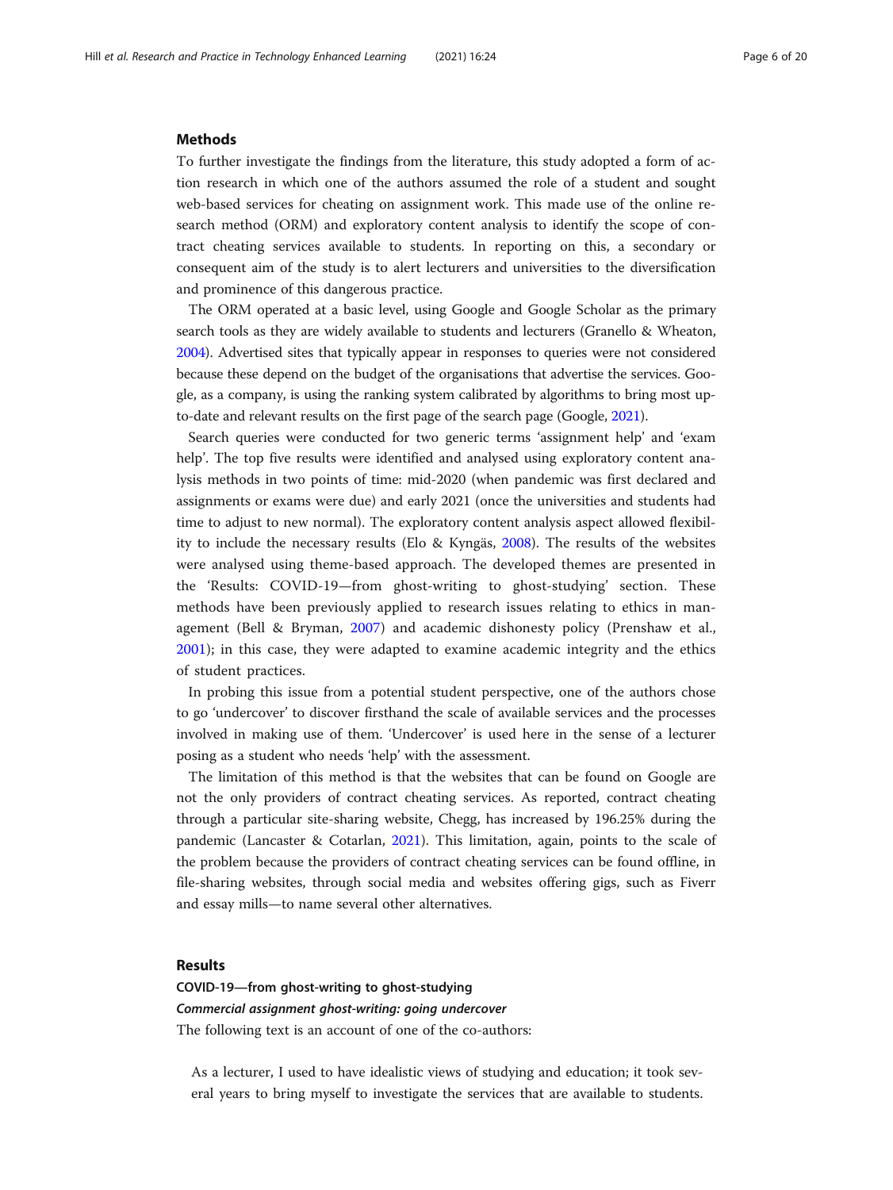## Methods

To further investigate the findings from the literature, this study adopted a form of action research in which one of the authors assumed the role of a student and sought web-based services for cheating on assignment work. This made use of the online research method (ORM) and exploratory content analysis to identify the scope of contract cheating services available to students. In reporting on this, a secondary or consequent aim of the study is to alert lecturers and universities to the diversification and prominence of this dangerous practice.

The ORM operated at a basic level, using Google and Google Scholar as the primary search tools as they are widely available to students and lecturers (Granello & Wheaton, 2004). Advertised sites that typically appear in responses to queries were not considered because these depend on the budget of the organisations that advertise the services. Google, as a company, is using the ranking system calibrated by algorithms to bring most up-to-date and relevant results on the first page of the search page (Google, 2021).

Search queries were conducted for two generic terms 'assignment help' and 'exam help'. The top five results were identified and analysed using exploratory content analysis methods in two points of time: mid-2020 (when pandemic was first declared and assignments or exams were due) and early 2021 (once the universities and students had time to adjust to new normal). The exploratory content analysis aspect allowed flexibility to include the necessary results (Elo & Kyngäs, 2008). The results of the websites were analysed using theme-based approach. The developed themes are presented in the 'Results: COVID-19—from ghost-writing to ghost-studying' section. These methods have been previously applied to research issues relating to ethics in management (Bell & Bryman, 2007) and academic dishonesty policy (Prenshaw et al., 2001); in this case, they were adapted to examine academic integrity and the ethics of student practices.

In probing this issue from a potential student perspective, one of the authors chose to go 'undercover' to discover firsthand the scale of available services and the processes involved in making use of them. 'Undercover' is used here in the sense of a lecturer posing as a student who needs 'help' with the assessment.

The limitation of this method is that the websites that can be found on Google are not the only providers of contract cheating services. As reported, contract cheating through a particular site-sharing website, Chegg, has increased by 196.25% during the pandemic (Lancaster & Cotarlan, 2021). This limitation, again, points to the scale of the problem because the providers of contract cheating services can be found offline, in file-sharing websites, through social media and websites offering gigs, such as Fiverr and essay mills—to name several other alternatives.

## Results

### COVID-19—from ghost-writing to ghost-studying

#### *Commercial assignment ghost-writing: going undercover*

The following text is an account of one of the co-authors:

> As a lecturer, I used to have idealistic views of studying and education; it took several years to bring myself to investigate the services that are available to students.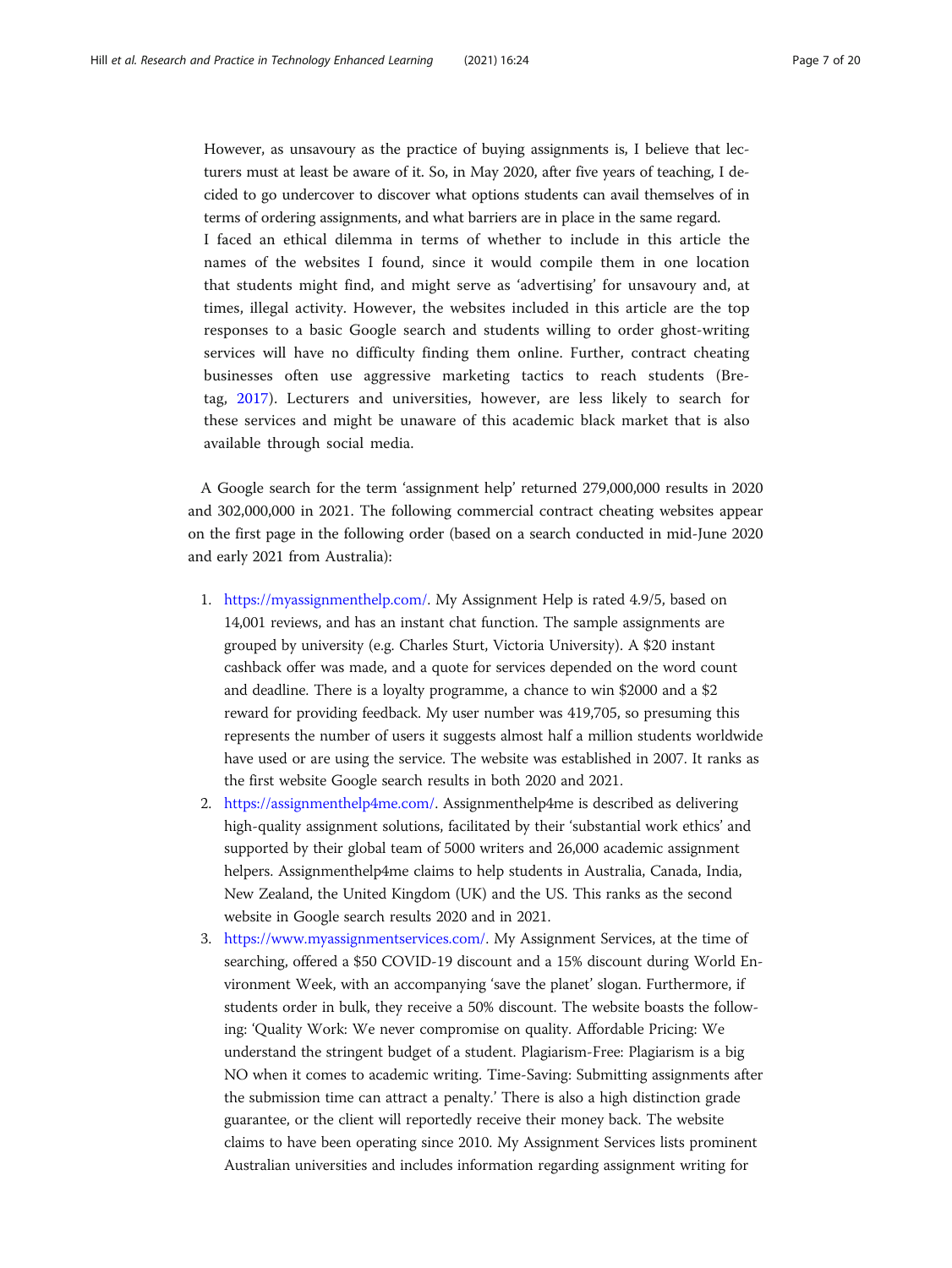> However, as unsavoury as the practice of buying assignments is, I believe that lecturers must at least be aware of it. So, in May 2020, after five years of teaching, I decided to go undercover to discover what options students can avail themselves of in terms of ordering assignments, and what barriers are in place in the same regard.
> I faced an ethical dilemma in terms of whether to include in this article the names of the websites I found, since it would compile them in one location that students might find, and might serve as 'advertising' for unsavoury and, at times, illegal activity. However, the websites included in this article are the top responses to a basic Google search and students willing to order ghost-writing services will have no difficulty finding them online. Further, contract cheating businesses often use aggressive marketing tactics to reach students (Bretag, 2017). Lecturers and universities, however, are less likely to search for these services and might be unaware of this academic black market that is also available through social media.

A Google search for the term 'assignment help' returned 279,000,000 results in 2020 and 302,000,000 in 2021. The following commercial contract cheating websites appear on the first page in the following order (based on a search conducted in mid-June 2020 and early 2021 from Australia):

1. https://myassignmenthelp.com/. My Assignment Help is rated 4.9/5, based on 14,001 reviews, and has an instant chat function. The sample assignments are grouped by university (e.g. Charles Sturt, Victoria University). A $20 instant cashback offer was made, and a quote for services depended on the word count and deadline. There is a loyalty programme, a chance to win $2000 and a $2 reward for providing feedback. My user number was 419,705, so presuming this represents the number of users it suggests almost half a million students worldwide have used or are using the service. The website was established in 2007. It ranks as the first website Google search results in both 2020 and 2021.
2. https://assignmenthelp4me.com/. Assignmenthelp4me is described as delivering high-quality assignment solutions, facilitated by their 'substantial work ethics' and supported by their global team of 5000 writers and 26,000 academic assignment helpers. Assignmenthelp4me claims to help students in Australia, Canada, India, New Zealand, the United Kingdom (UK) and the US. This ranks as the second website in Google search results 2020 and in 2021.
3. https://www.myassignmentservices.com/. My Assignment Services, at the time of searching, offered a $50 COVID-19 discount and a 15% discount during World Environment Week, with an accompanying 'save the planet' slogan. Furthermore, if students order in bulk, they receive a 50% discount. The website boasts the following: 'Quality Work: We never compromise on quality. Affordable Pricing: We understand the stringent budget of a student. Plagiarism-Free: Plagiarism is a big NO when it comes to academic writing. Time-Saving: Submitting assignments after the submission time can attract a penalty.' There is also a high distinction grade guarantee, or the client will reportedly receive their money back. The website claims to have been operating since 2010. My Assignment Services lists prominent Australian universities and includes information regarding assignment writing for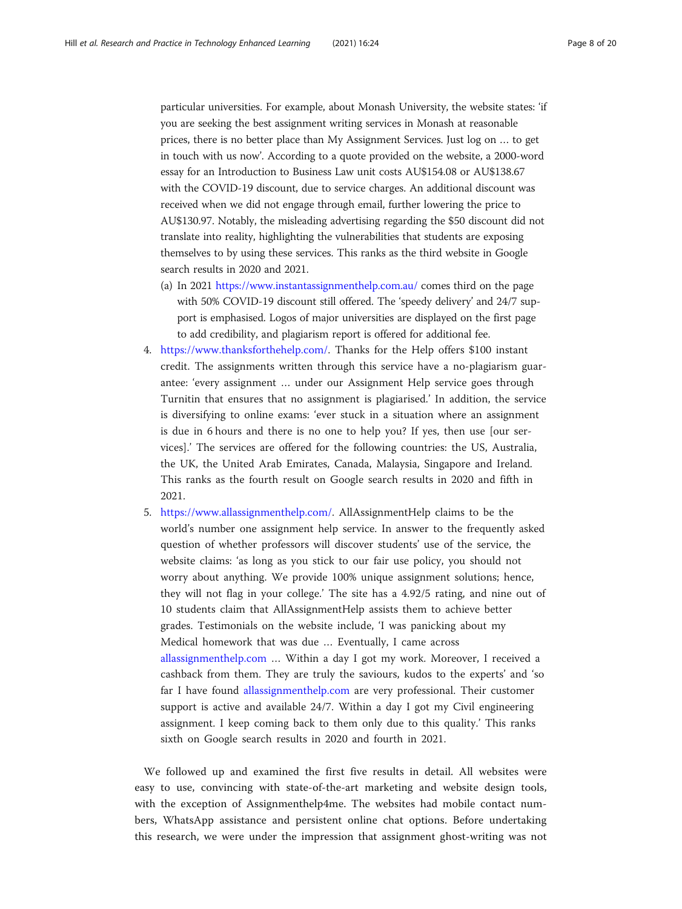particular universities. For example, about Monash University, the website states: 'if you are seeking the best assignment writing services in Monash at reasonable prices, there is no better place than My Assignment Services. Just log on … to get in touch with us now'. According to a quote provided on the website, a 2000-word essay for an Introduction to Business Law unit costs AU$154.08 or AU$138.67 with the COVID-19 discount, due to service charges. An additional discount was received when we did not engage through email, further lowering the price to AU$130.97. Notably, the misleading advertising regarding the $50 discount did not translate into reality, highlighting the vulnerabilities that students are exposing themselves to by using these services. This ranks as the third website in Google search results in 2020 and 2021.

   (a) In 2021 https://www.instantassignmenthelp.com.au/ comes third on the page with 50% COVID-19 discount still offered. The 'speedy delivery' and 24/7 support is emphasised. Logos of major universities are displayed on the first page to add credibility, and plagiarism report is offered for additional fee.

4. https://www.thanksforthehelp.com/. Thanks for the Help offers $100 instant credit. The assignments written through this service have a no-plagiarism guarantee: 'every assignment … under our Assignment Help service goes through Turnitin that ensures that no assignment is plagiarised.' In addition, the service is diversifying to online exams: 'ever stuck in a situation where an assignment is due in 6 hours and there is no one to help you? If yes, then use [our services].' The services are offered for the following countries: the US, Australia, the UK, the United Arab Emirates, Canada, Malaysia, Singapore and Ireland. This ranks as the fourth result on Google search results in 2020 and fifth in 2021.

5. https://www.allassignmenthelp.com/. AllAssignmentHelp claims to be the world's number one assignment help service. In answer to the frequently asked question of whether professors will discover students' use of the service, the website claims: 'as long as you stick to our fair use policy, you should not worry about anything. We provide 100% unique assignment solutions; hence, they will not flag in your college.' The site has a 4.92/5 rating, and nine out of 10 students claim that AllAssignmentHelp assists them to achieve better grades. Testimonials on the website include, 'I was panicking about my Medical homework that was due … Eventually, I came across allassignmenthelp.com … Within a day I got my work. Moreover, I received a cashback from them. They are truly the saviours, kudos to the experts' and 'so far I have found allassignmenthelp.com are very professional. Their customer support is active and available 24/7. Within a day I got my Civil engineering assignment. I keep coming back to them only due to this quality.' This ranks sixth on Google search results in 2020 and fourth in 2021.

We followed up and examined the first five results in detail. All websites were easy to use, convincing with state-of-the-art marketing and website design tools, with the exception of Assignmenthelp4me. The websites had mobile contact numbers, WhatsApp assistance and persistent online chat options. Before undertaking this research, we were under the impression that assignment ghost-writing was not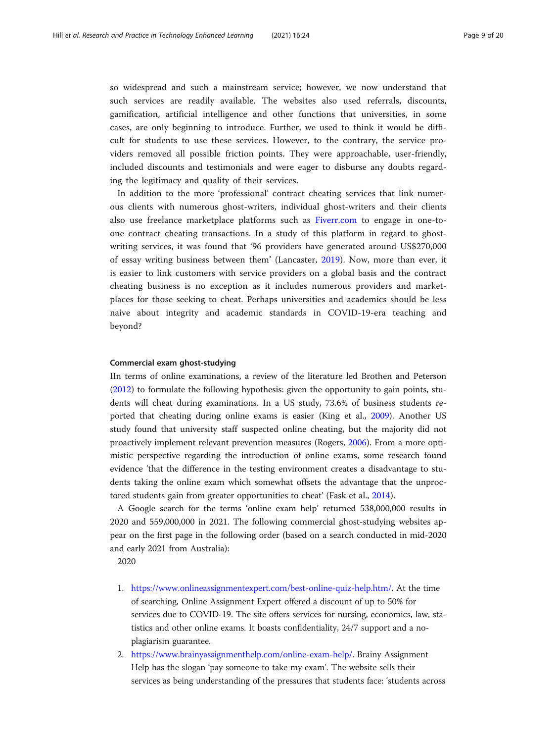so widespread and such a mainstream service; however, we now understand that such services are readily available. The websites also used referrals, discounts, gamification, artificial intelligence and other functions that universities, in some cases, are only beginning to introduce. Further, we used to think it would be difficult for students to use these services. However, to the contrary, the service providers removed all possible friction points. They were approachable, user-friendly, included discounts and testimonials and were eager to disburse any doubts regarding the legitimacy and quality of their services.

In addition to the more 'professional' contract cheating services that link numerous clients with numerous ghost-writers, individual ghost-writers and their clients also use freelance marketplace platforms such as Fiverr.com to engage in one-to-one contract cheating transactions. In a study of this platform in regard to ghost-writing services, it was found that '96 providers have generated around US$270,000 of essay writing business between them' (Lancaster, 2019). Now, more than ever, it is easier to link customers with service providers on a global basis and the contract cheating business is no exception as it includes numerous providers and marketplaces for those seeking to cheat. Perhaps universities and academics should be less naive about integrity and academic standards in COVID-19-era teaching and beyond?

### Commercial exam ghost-studying

IIn terms of online examinations, a review of the literature led Brothen and Peterson (2012) to formulate the following hypothesis: given the opportunity to gain points, students will cheat during examinations. In a US study, 73.6% of business students reported that cheating during online exams is easier (King et al., 2009). Another US study found that university staff suspected online cheating, but the majority did not proactively implement relevant prevention measures (Rogers, 2006). From a more optimistic perspective regarding the introduction of online exams, some research found evidence 'that the difference in the testing environment creates a disadvantage to students taking the online exam which somewhat offsets the advantage that the unproctored students gain from greater opportunities to cheat' (Fask et al., 2014).

A Google search for the terms 'online exam help' returned 538,000,000 results in 2020 and 559,000,000 in 2021. The following commercial ghost-studying websites appear on the first page in the following order (based on a search conducted in mid-2020 and early 2021 from Australia):

2020

1. https://www.onlineassignmentexpert.com/best-online-quiz-help.htm/. At the time of searching, Online Assignment Expert offered a discount of up to 50% for services due to COVID-19. The site offers services for nursing, economics, law, statistics and other online exams. It boasts confidentiality, 24/7 support and a no-plagiarism guarantee.
2. https://www.brainyassignmenthelp.com/online-exam-help/. Brainy Assignment Help has the slogan 'pay someone to take my exam'. The website sells their services as being understanding of the pressures that students face: 'students across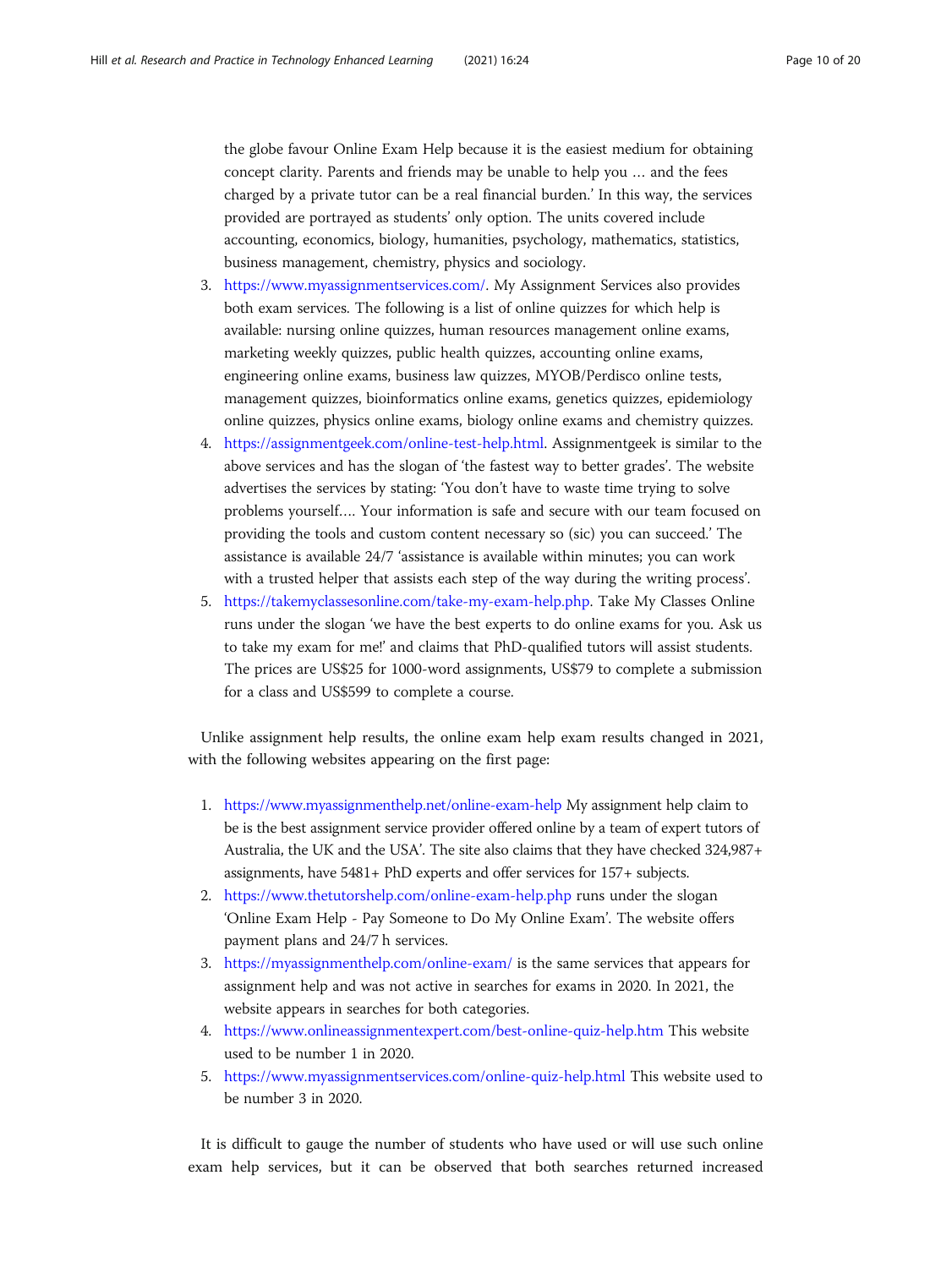the globe favour Online Exam Help because it is the easiest medium for obtaining concept clarity. Parents and friends may be unable to help you … and the fees charged by a private tutor can be a real financial burden.' In this way, the services provided are portrayed as students' only option. The units covered include accounting, economics, biology, humanities, psychology, mathematics, statistics, business management, chemistry, physics and sociology.

3. https://www.myassignmentservices.com/. My Assignment Services also provides both exam services. The following is a list of online quizzes for which help is available: nursing online quizzes, human resources management online exams, marketing weekly quizzes, public health quizzes, accounting online exams, engineering online exams, business law quizzes, MYOB/Perdisco online tests, management quizzes, bioinformatics online exams, genetics quizzes, epidemiology online quizzes, physics online exams, biology online exams and chemistry quizzes.
4. https://assignmentgeek.com/online-test-help.html. Assignmentgeek is similar to the above services and has the slogan of 'the fastest way to better grades'. The website advertises the services by stating: 'You don't have to waste time trying to solve problems yourself…. Your information is safe and secure with our team focused on providing the tools and custom content necessary so (sic) you can succeed.' The assistance is available 24/7 'assistance is available within minutes; you can work with a trusted helper that assists each step of the way during the writing process'.
5. https://takemyclassesonline.com/take-my-exam-help.php. Take My Classes Online runs under the slogan 'we have the best experts to do online exams for you. Ask us to take my exam for me!' and claims that PhD-qualified tutors will assist students. The prices are US$25 for 1000-word assignments, US$79 to complete a submission for a class and US$599 to complete a course.

Unlike assignment help results, the online exam help exam results changed in 2021, with the following websites appearing on the first page:

1. https://www.myassignmenthelp.net/online-exam-help My assignment help claim to be is the best assignment service provider offered online by a team of expert tutors of Australia, the UK and the USA'. The site also claims that they have checked 324,987+ assignments, have 5481+ PhD experts and offer services for 157+ subjects.
2. https://www.thetutorshelp.com/online-exam-help.php runs under the slogan 'Online Exam Help - Pay Someone to Do My Online Exam'. The website offers payment plans and 24/7 h services.
3. https://myassignmenthelp.com/online-exam/ is the same services that appears for assignment help and was not active in searches for exams in 2020. In 2021, the website appears in searches for both categories.
4. https://www.onlineassignmentexpert.com/best-online-quiz-help.htm This website used to be number 1 in 2020.
5. https://www.myassignmentservices.com/online-quiz-help.html This website used to be number 3 in 2020.

It is difficult to gauge the number of students who have used or will use such online exam help services, but it can be observed that both searches returned increased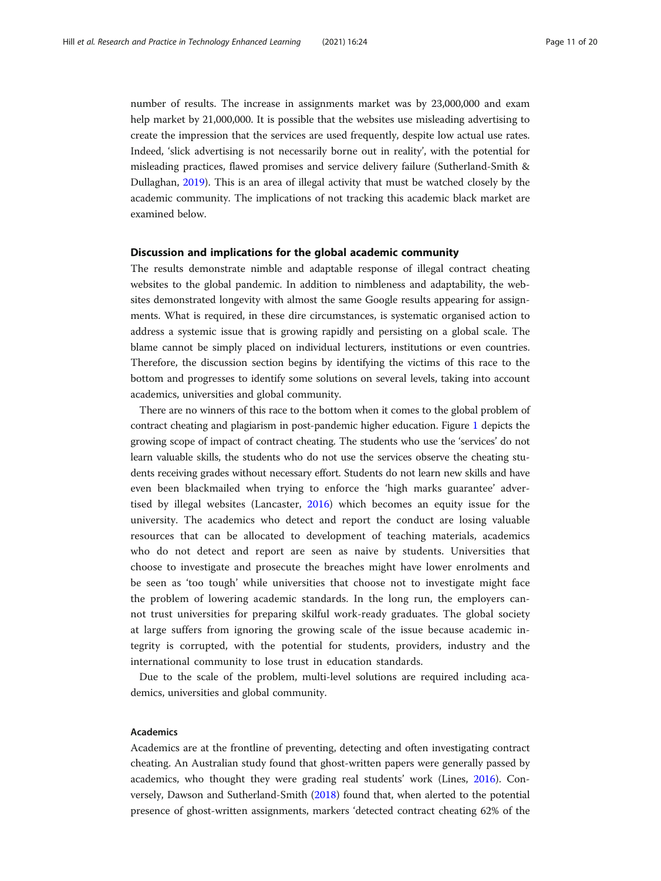number of results. The increase in assignments market was by 23,000,000 and exam help market by 21,000,000. It is possible that the websites use misleading advertising to create the impression that the services are used frequently, despite low actual use rates. Indeed, 'slick advertising is not necessarily borne out in reality', with the potential for misleading practices, flawed promises and service delivery failure (Sutherland-Smith & Dullaghan, 2019). This is an area of illegal activity that must be watched closely by the academic community. The implications of not tracking this academic black market are examined below.

## Discussion and implications for the global academic community

The results demonstrate nimble and adaptable response of illegal contract cheating websites to the global pandemic. In addition to nimbleness and adaptability, the websites demonstrated longevity with almost the same Google results appearing for assignments. What is required, in these dire circumstances, is systematic organised action to address a systemic issue that is growing rapidly and persisting on a global scale. The blame cannot be simply placed on individual lecturers, institutions or even countries. Therefore, the discussion section begins by identifying the victims of this race to the bottom and progresses to identify some solutions on several levels, taking into account academics, universities and global community.

There are no winners of this race to the bottom when it comes to the global problem of contract cheating and plagiarism in post-pandemic higher education. Figure 1 depicts the growing scope of impact of contract cheating. The students who use the 'services' do not learn valuable skills, the students who do not use the services observe the cheating students receiving grades without necessary effort. Students do not learn new skills and have even been blackmailed when trying to enforce the 'high marks guarantee' advertised by illegal websites (Lancaster, 2016) which becomes an equity issue for the university. The academics who detect and report the conduct are losing valuable resources that can be allocated to development of teaching materials, academics who do not detect and report are seen as naive by students. Universities that choose to investigate and prosecute the breaches might have lower enrolments and be seen as 'too tough' while universities that choose not to investigate might face the problem of lowering academic standards. In the long run, the employers cannot trust universities for preparing skilful work-ready graduates. The global society at large suffers from ignoring the growing scale of the issue because academic integrity is corrupted, with the potential for students, providers, industry and the international community to lose trust in education standards.

Due to the scale of the problem, multi-level solutions are required including academics, universities and global community.

### Academics

Academics are at the frontline of preventing, detecting and often investigating contract cheating. An Australian study found that ghost-written papers were generally passed by academics, who thought they were grading real students' work (Lines, 2016). Conversely, Dawson and Sutherland-Smith (2018) found that, when alerted to the potential presence of ghost-written assignments, markers 'detected contract cheating 62% of the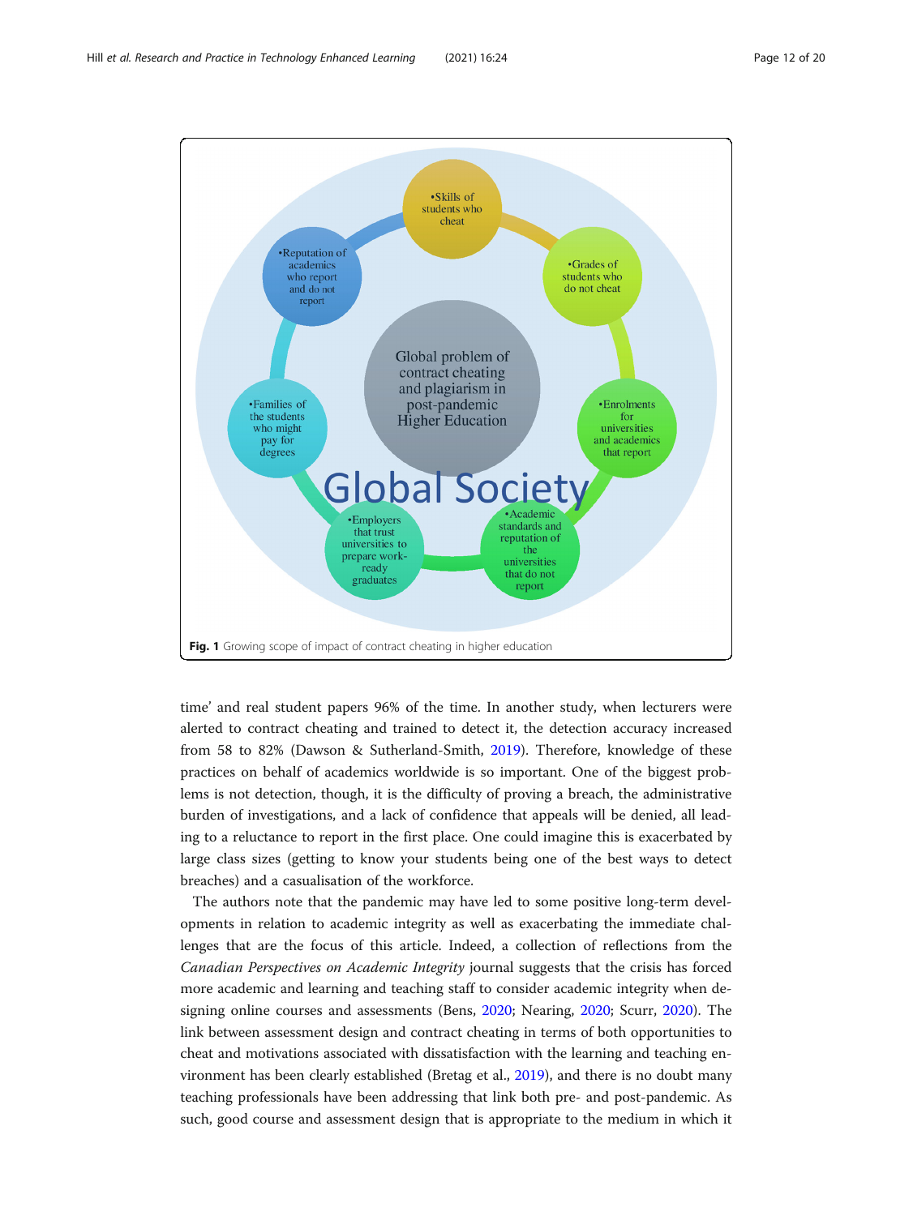**Fig. 1** Growing scope of impact of contract cheating in higher education

time' and real student papers 96% of the time. In another study, when lecturers were alerted to contract cheating and trained to detect it, the detection accuracy increased from 58 to 82% (Dawson & Sutherland-Smith, 2019). Therefore, knowledge of these practices on behalf of academics worldwide is so important. One of the biggest problems is not detection, though, it is the difficulty of proving a breach, the administrative burden of investigations, and a lack of confidence that appeals will be denied, all leading to a reluctance to report in the first place. One could imagine this is exacerbated by large class sizes (getting to know your students being one of the best ways to detect breaches) and a casualisation of the workforce.

The authors note that the pandemic may have led to some positive long-term developments in relation to academic integrity as well as exacerbating the immediate challenges that are the focus of this article. Indeed, a collection of reflections from the *Canadian Perspectives on Academic Integrity* journal suggests that the crisis has forced more academic and learning and teaching staff to consider academic integrity when designing online courses and assessments (Bens, 2020; Nearing, 2020; Scurr, 2020). The link between assessment design and contract cheating in terms of both opportunities to cheat and motivations associated with dissatisfaction with the learning and teaching environment has been clearly established (Bretag et al., 2019), and there is no doubt many teaching professionals have been addressing that link both pre- and post-pandemic. As such, good course and assessment design that is appropriate to the medium in which it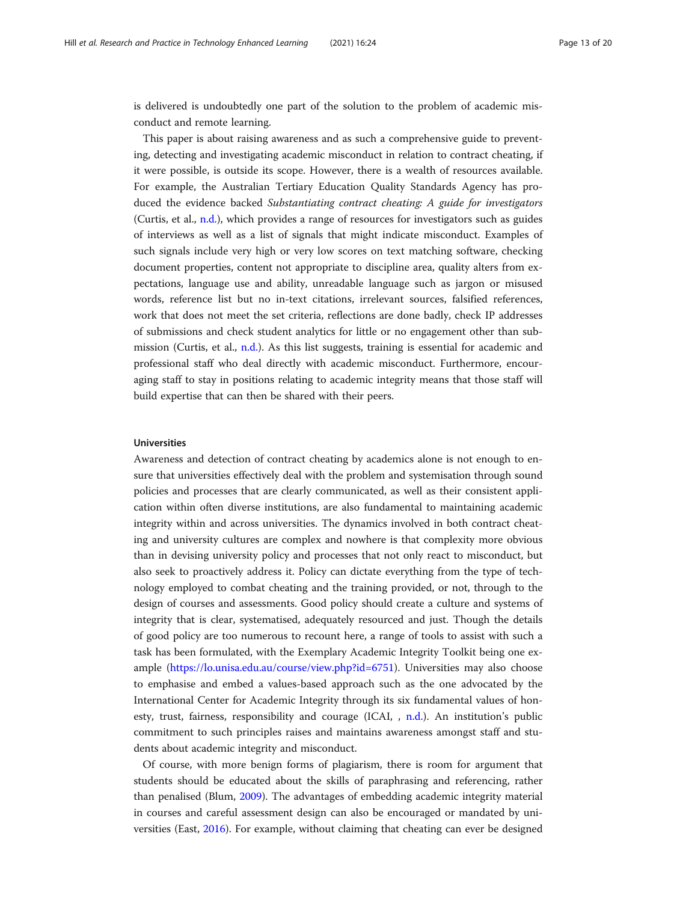is delivered is undoubtedly one part of the solution to the problem of academic misconduct and remote learning.

This paper is about raising awareness and as such a comprehensive guide to preventing, detecting and investigating academic misconduct in relation to contract cheating, if it were possible, is outside its scope. However, there is a wealth of resources available. For example, the Australian Tertiary Education Quality Standards Agency has produced the evidence backed *Substantiating contract cheating: A guide for investigators* (Curtis, et al., n.d.), which provides a range of resources for investigators such as guides of interviews as well as a list of signals that might indicate misconduct. Examples of such signals include very high or very low scores on text matching software, checking document properties, content not appropriate to discipline area, quality alters from expectations, language use and ability, unreadable language such as jargon or misused words, reference list but no in-text citations, irrelevant sources, falsified references, work that does not meet the set criteria, reflections are done badly, check IP addresses of submissions and check student analytics for little or no engagement other than submission (Curtis, et al., n.d.). As this list suggests, training is essential for academic and professional staff who deal directly with academic misconduct. Furthermore, encouraging staff to stay in positions relating to academic integrity means that those staff will build expertise that can then be shared with their peers.

### Universities

Awareness and detection of contract cheating by academics alone is not enough to ensure that universities effectively deal with the problem and systemisation through sound policies and processes that are clearly communicated, as well as their consistent application within often diverse institutions, are also fundamental to maintaining academic integrity within and across universities. The dynamics involved in both contract cheating and university cultures are complex and nowhere is that complexity more obvious than in devising university policy and processes that not only react to misconduct, but also seek to proactively address it. Policy can dictate everything from the type of technology employed to combat cheating and the training provided, or not, through to the design of courses and assessments. Good policy should create a culture and systems of integrity that is clear, systematised, adequately resourced and just. Though the details of good policy are too numerous to recount here, a range of tools to assist with such a task has been formulated, with the Exemplary Academic Integrity Toolkit being one example (https://lo.unisa.edu.au/course/view.php?id=6751). Universities may also choose to emphasise and embed a values-based approach such as the one advocated by the International Center for Academic Integrity through its six fundamental values of honesty, trust, fairness, responsibility and courage (ICAI, , n.d.). An institution's public commitment to such principles raises and maintains awareness amongst staff and students about academic integrity and misconduct.

Of course, with more benign forms of plagiarism, there is room for argument that students should be educated about the skills of paraphrasing and referencing, rather than penalised (Blum, 2009). The advantages of embedding academic integrity material in courses and careful assessment design can also be encouraged or mandated by universities (East, 2016). For example, without claiming that cheating can ever be designed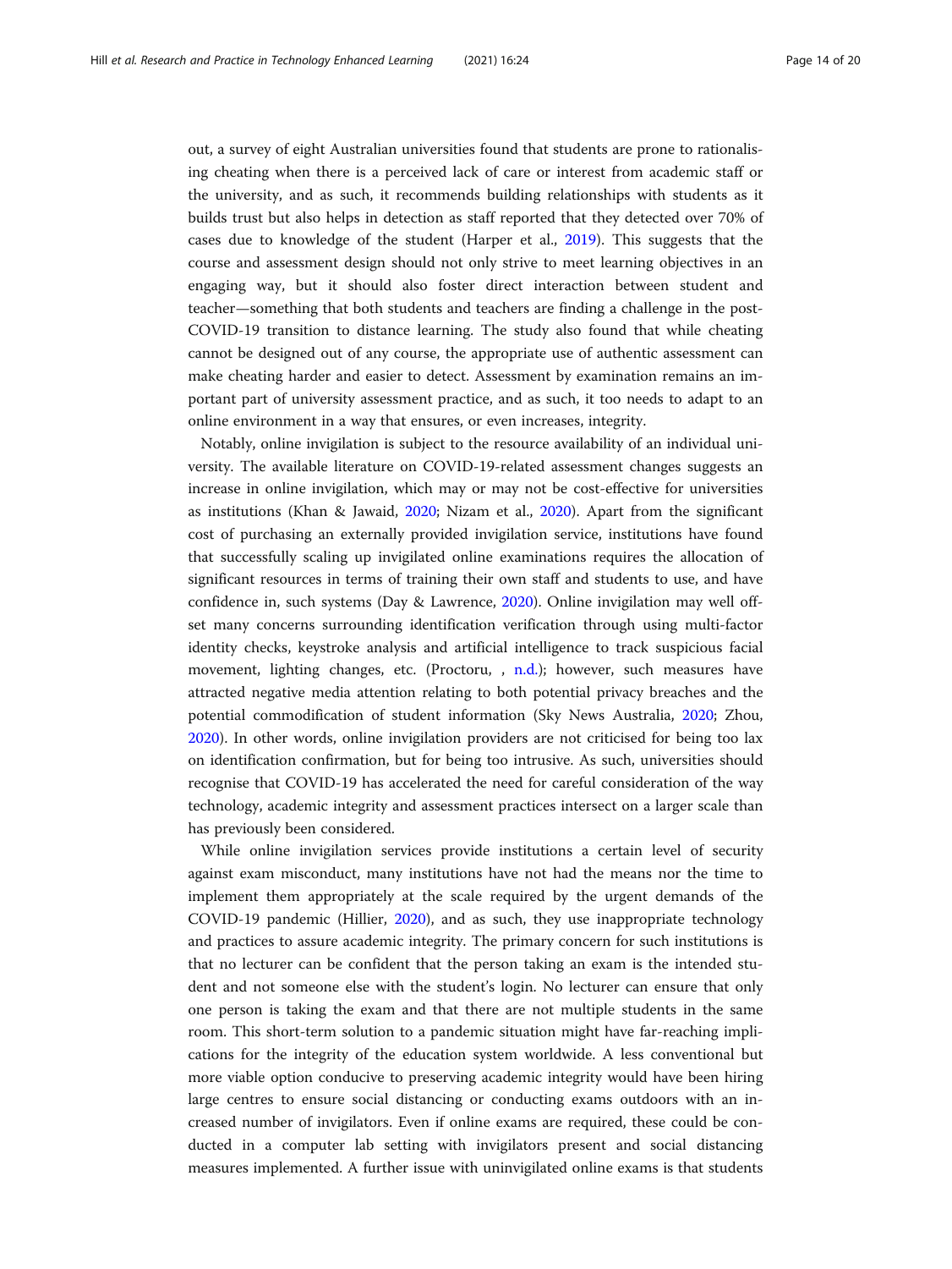out, a survey of eight Australian universities found that students are prone to rationalising cheating when there is a perceived lack of care or interest from academic staff or the university, and as such, it recommends building relationships with students as it builds trust but also helps in detection as staff reported that they detected over 70% of cases due to knowledge of the student (Harper et al., 2019). This suggests that the course and assessment design should not only strive to meet learning objectives in an engaging way, but it should also foster direct interaction between student and teacher—something that both students and teachers are finding a challenge in the post-COVID-19 transition to distance learning. The study also found that while cheating cannot be designed out of any course, the appropriate use of authentic assessment can make cheating harder and easier to detect. Assessment by examination remains an important part of university assessment practice, and as such, it too needs to adapt to an online environment in a way that ensures, or even increases, integrity.

Notably, online invigilation is subject to the resource availability of an individual university. The available literature on COVID-19-related assessment changes suggests an increase in online invigilation, which may or may not be cost-effective for universities as institutions (Khan & Jawaid, 2020; Nizam et al., 2020). Apart from the significant cost of purchasing an externally provided invigilation service, institutions have found that successfully scaling up invigilated online examinations requires the allocation of significant resources in terms of training their own staff and students to use, and have confidence in, such systems (Day & Lawrence, 2020). Online invigilation may well offset many concerns surrounding identification verification through using multi-factor identity checks, keystroke analysis and artificial intelligence to track suspicious facial movement, lighting changes, etc. (Proctoru, , n.d.); however, such measures have attracted negative media attention relating to both potential privacy breaches and the potential commodification of student information (Sky News Australia, 2020; Zhou, 2020). In other words, online invigilation providers are not criticised for being too lax on identification confirmation, but for being too intrusive. As such, universities should recognise that COVID-19 has accelerated the need for careful consideration of the way technology, academic integrity and assessment practices intersect on a larger scale than has previously been considered.

While online invigilation services provide institutions a certain level of security against exam misconduct, many institutions have not had the means nor the time to implement them appropriately at the scale required by the urgent demands of the COVID-19 pandemic (Hillier, 2020), and as such, they use inappropriate technology and practices to assure academic integrity. The primary concern for such institutions is that no lecturer can be confident that the person taking an exam is the intended student and not someone else with the student's login. No lecturer can ensure that only one person is taking the exam and that there are not multiple students in the same room. This short-term solution to a pandemic situation might have far-reaching implications for the integrity of the education system worldwide. A less conventional but more viable option conducive to preserving academic integrity would have been hiring large centres to ensure social distancing or conducting exams outdoors with an increased number of invigilators. Even if online exams are required, these could be conducted in a computer lab setting with invigilators present and social distancing measures implemented. A further issue with uninvigilated online exams is that students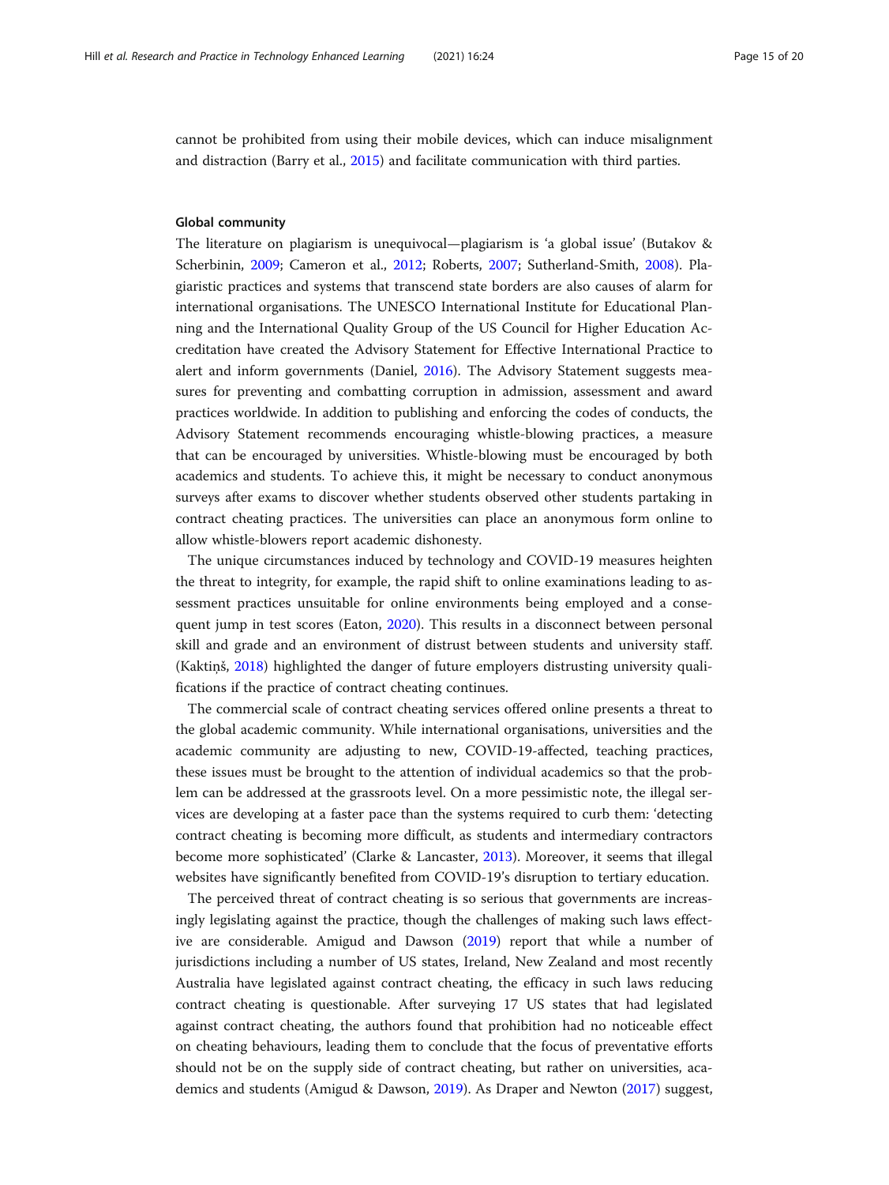cannot be prohibited from using their mobile devices, which can induce misalignment and distraction (Barry et al., 2015) and facilitate communication with third parties.

#### Global community

The literature on plagiarism is unequivocal—plagiarism is 'a global issue' (Butakov & Scherbinin, 2009; Cameron et al., 2012; Roberts, 2007; Sutherland-Smith, 2008). Plagiaristic practices and systems that transcend state borders are also causes of alarm for international organisations. The UNESCO International Institute for Educational Planning and the International Quality Group of the US Council for Higher Education Accreditation have created the Advisory Statement for Effective International Practice to alert and inform governments (Daniel, 2016). The Advisory Statement suggests measures for preventing and combatting corruption in admission, assessment and award practices worldwide. In addition to publishing and enforcing the codes of conducts, the Advisory Statement recommends encouraging whistle-blowing practices, a measure that can be encouraged by universities. Whistle-blowing must be encouraged by both academics and students. To achieve this, it might be necessary to conduct anonymous surveys after exams to discover whether students observed other students partaking in contract cheating practices. The universities can place an anonymous form online to allow whistle-blowers report academic dishonesty.

The unique circumstances induced by technology and COVID-19 measures heighten the threat to integrity, for example, the rapid shift to online examinations leading to assessment practices unsuitable for online environments being employed and a consequent jump in test scores (Eaton, 2020). This results in a disconnect between personal skill and grade and an environment of distrust between students and university staff. (Kaktiņš, 2018) highlighted the danger of future employers distrusting university qualifications if the practice of contract cheating continues.

The commercial scale of contract cheating services offered online presents a threat to the global academic community. While international organisations, universities and the academic community are adjusting to new, COVID-19-affected, teaching practices, these issues must be brought to the attention of individual academics so that the problem can be addressed at the grassroots level. On a more pessimistic note, the illegal services are developing at a faster pace than the systems required to curb them: 'detecting contract cheating is becoming more difficult, as students and intermediary contractors become more sophisticated' (Clarke & Lancaster, 2013). Moreover, it seems that illegal websites have significantly benefited from COVID-19's disruption to tertiary education.

The perceived threat of contract cheating is so serious that governments are increasingly legislating against the practice, though the challenges of making such laws effective are considerable. Amigud and Dawson (2019) report that while a number of jurisdictions including a number of US states, Ireland, New Zealand and most recently Australia have legislated against contract cheating, the efficacy in such laws reducing contract cheating is questionable. After surveying 17 US states that had legislated against contract cheating, the authors found that prohibition had no noticeable effect on cheating behaviours, leading them to conclude that the focus of preventative efforts should not be on the supply side of contract cheating, but rather on universities, academics and students (Amigud & Dawson, 2019). As Draper and Newton (2017) suggest,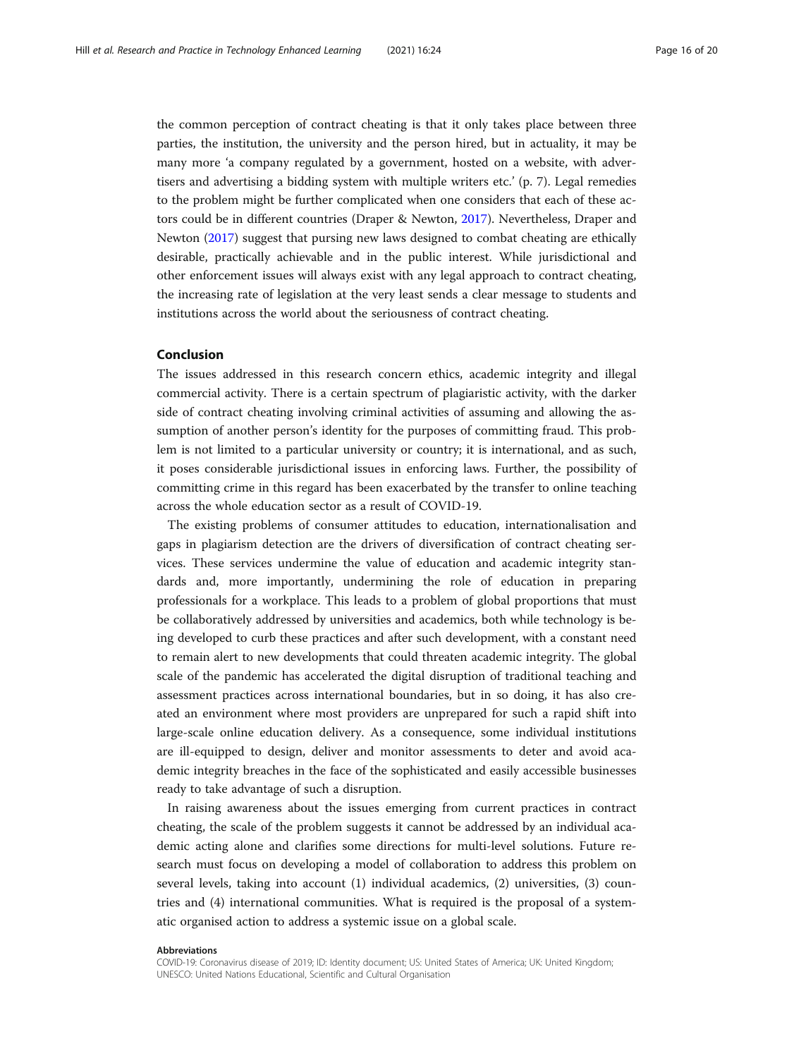the common perception of contract cheating is that it only takes place between three parties, the institution, the university and the person hired, but in actuality, it may be many more 'a company regulated by a government, hosted on a website, with advertisers and advertising a bidding system with multiple writers etc.' (p. 7). Legal remedies to the problem might be further complicated when one considers that each of these actors could be in different countries (Draper & Newton, 2017). Nevertheless, Draper and Newton (2017) suggest that pursing new laws designed to combat cheating are ethically desirable, practically achievable and in the public interest. While jurisdictional and other enforcement issues will always exist with any legal approach to contract cheating, the increasing rate of legislation at the very least sends a clear message to students and institutions across the world about the seriousness of contract cheating.

## Conclusion

The issues addressed in this research concern ethics, academic integrity and illegal commercial activity. There is a certain spectrum of plagiaristic activity, with the darker side of contract cheating involving criminal activities of assuming and allowing the assumption of another person's identity for the purposes of committing fraud. This problem is not limited to a particular university or country; it is international, and as such, it poses considerable jurisdictional issues in enforcing laws. Further, the possibility of committing crime in this regard has been exacerbated by the transfer to online teaching across the whole education sector as a result of COVID-19.

The existing problems of consumer attitudes to education, internationalisation and gaps in plagiarism detection are the drivers of diversification of contract cheating services. These services undermine the value of education and academic integrity standards and, more importantly, undermining the role of education in preparing professionals for a workplace. This leads to a problem of global proportions that must be collaboratively addressed by universities and academics, both while technology is being developed to curb these practices and after such development, with a constant need to remain alert to new developments that could threaten academic integrity. The global scale of the pandemic has accelerated the digital disruption of traditional teaching and assessment practices across international boundaries, but in so doing, it has also created an environment where most providers are unprepared for such a rapid shift into large-scale online education delivery. As a consequence, some individual institutions are ill-equipped to design, deliver and monitor assessments to deter and avoid academic integrity breaches in the face of the sophisticated and easily accessible businesses ready to take advantage of such a disruption.

In raising awareness about the issues emerging from current practices in contract cheating, the scale of the problem suggests it cannot be addressed by an individual academic acting alone and clarifies some directions for multi-level solutions. Future research must focus on developing a model of collaboration to address this problem on several levels, taking into account (1) individual academics, (2) universities, (3) countries and (4) international communities. What is required is the proposal of a systematic organised action to address a systemic issue on a global scale.

#### Abbreviations

COVID-19: Coronavirus disease of 2019; ID: Identity document; US: United States of America; UK: United Kingdom; UNESCO: United Nations Educational, Scientific and Cultural Organisation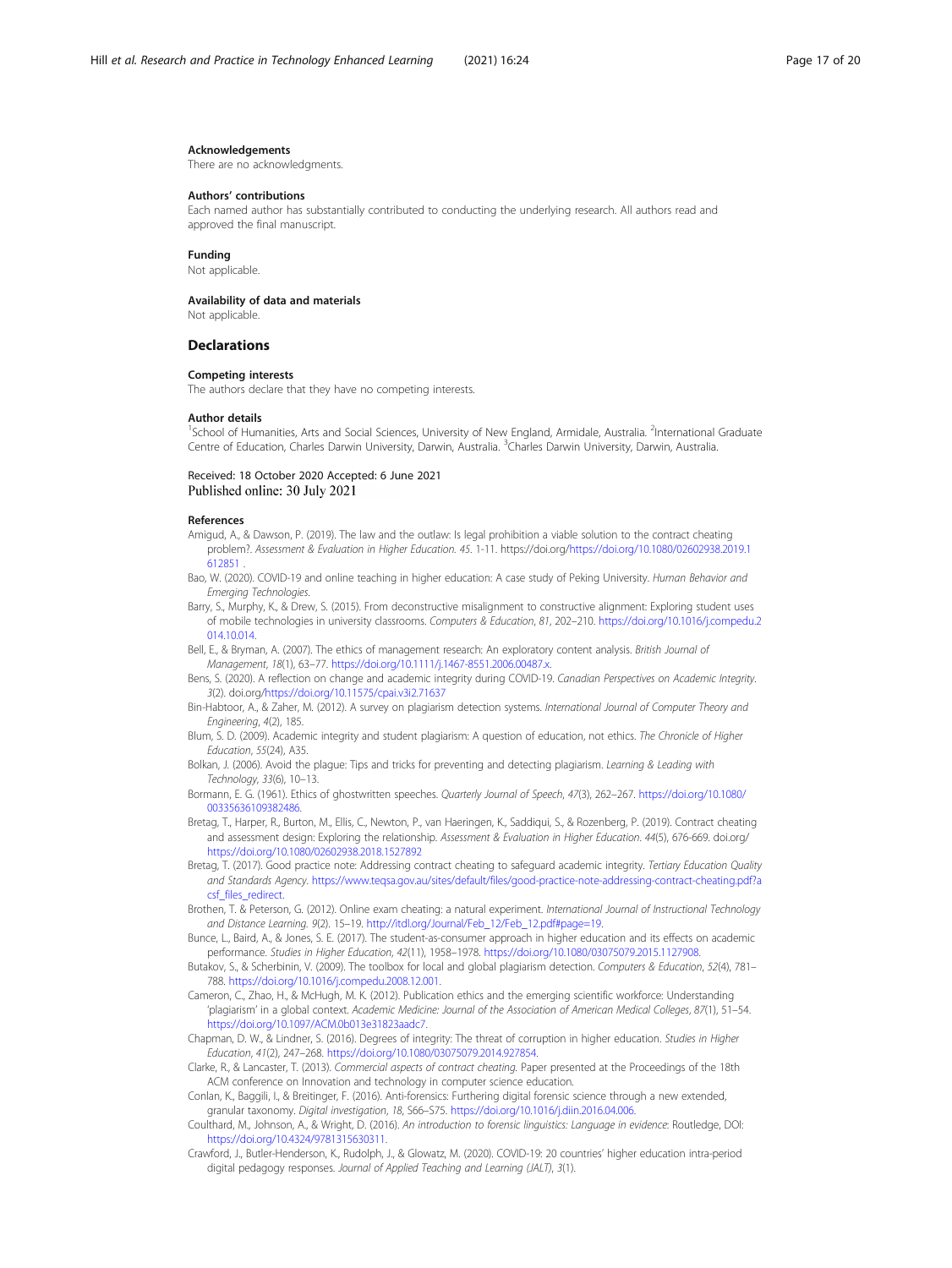#### Acknowledgements
There are no acknowledgments.

#### Authors' contributions
Each named author has substantially contributed to conducting the underlying research. All authors read and approved the final manuscript.

#### Funding
Not applicable.

#### Availability of data and materials
Not applicable.

## Declarations

#### Competing interests
The authors declare that they have no competing interests.

#### Author details
[1]School of Humanities, Arts and Social Sciences, University of New England, Armidale, Australia. [2]International Graduate Centre of Education, Charles Darwin University, Darwin, Australia. [3]Charles Darwin University, Darwin, Australia.

Received: 18 October 2020 Accepted: 6 June 2021
Published online: 30 July 2021

#### References

Amigud, A., & Dawson, P. (2019). The law and the outlaw: Is legal prohibition a viable solution to the contract cheating problem?. *Assessment & Evaluation in Higher Education. 45*. 1-11. https://doi.org/https://doi.org/10.1080/02602938.2019.1612851 .

Bao, W. (2020). COVID-19 and online teaching in higher education: A case study of Peking University. *Human Behavior and Emerging Technologies*.

Barry, S., Murphy, K., & Drew, S. (2015). From deconstructive misalignment to constructive alignment: Exploring student uses of mobile technologies in university classrooms. *Computers & Education*, *81*, 202–210. https://doi.org/10.1016/j.compedu.2014.10.014.

Bell, E., & Bryman, A. (2007). The ethics of management research: An exploratory content analysis. *British Journal of Management*, *18*(1), 63–77. https://doi.org/10.1111/j.1467-8551.2006.00487.x.

Bens, S. (2020). A reflection on change and academic integrity during COVID-19. *Canadian Perspectives on Academic Integrity*. *3*(2). doi.org/https://doi.org/10.11575/cpai.v3i2.71637

Bin-Habtoor, A., & Zaher, M. (2012). A survey on plagiarism detection systems. *International Journal of Computer Theory and Engineering*, *4*(2), 185.

Blum, S. D. (2009). Academic integrity and student plagiarism: A question of education, not ethics. *The Chronicle of Higher Education*, *55*(24), A35.

Bolkan, J. (2006). Avoid the plague: Tips and tricks for preventing and detecting plagiarism. *Learning & Leading with Technology*, *33*(6), 10–13.

Bormann, E. G. (1961). Ethics of ghostwritten speeches. *Quarterly Journal of Speech*, *47*(3), 262–267. https://doi.org/10.1080/00335636109382486.

Bretag, T., Harper, R., Burton, M., Ellis, C., Newton, P., van Haeringen, K., Saddiqui, S., & Rozenberg, P. (2019). Contract cheating and assessment design: Exploring the relationship. *Assessment & Evaluation in Higher Education*. *44*(5), 676-669. doi.org/https://doi.org/10.1080/02602938.2018.1527892

Bretag, T. (2017). Good practice note: Addressing contract cheating to safeguard academic integrity. *Tertiary Education Quality and Standards Agency*. https://www.teqsa.gov.au/sites/default/files/good-practice-note-addressing-contract-cheating.pdf?acsf_files_redirect.

Brothen, T. & Peterson, G. (2012). Online exam cheating: a natural experiment. *International Journal of Instructional Technology and Distance Learning*. *9*(2). 15–19. http://itdl.org/Journal/Feb_12/Feb_12.pdf#page=19.

Bunce, L., Baird, A., & Jones, S. E. (2017). The student-as-consumer approach in higher education and its effects on academic performance. *Studies in Higher Education*, *42*(11), 1958–1978. https://doi.org/10.1080/03075079.2015.1127908.

Butakov, S., & Scherbinin, V. (2009). The toolbox for local and global plagiarism detection. *Computers & Education*, *52*(4), 781–788. https://doi.org/10.1016/j.compedu.2008.12.001.

Cameron, C., Zhao, H., & McHugh, M. K. (2012). Publication ethics and the emerging scientific workforce: Understanding 'plagiarism' in a global context. *Academic Medicine: Journal of the Association of American Medical Colleges*, *87*(1), 51–54. https://doi.org/10.1097/ACM.0b013e31823aadc7.

Chapman, D. W., & Lindner, S. (2016). Degrees of integrity: The threat of corruption in higher education. *Studies in Higher Education*, *41*(2), 247–268. https://doi.org/10.1080/03075079.2014.927854.

Clarke, R., & Lancaster, T. (2013). *Commercial aspects of contract cheating*. Paper presented at the Proceedings of the 18th ACM conference on Innovation and technology in computer science education.

Conlan, K., Baggili, I., & Breitinger, F. (2016). Anti-forensics: Furthering digital forensic science through a new extended, granular taxonomy. *Digital investigation*, *18*, S66–S75. https://doi.org/10.1016/j.diin.2016.04.006.

Coulthard, M., Johnson, A., & Wright, D. (2016). *An introduction to forensic linguistics: Language in evidence*: Routledge, DOI: https://doi.org/10.4324/9781315630311.

Crawford, J., Butler-Henderson, K., Rudolph, J., & Glowatz, M. (2020). COVID-19: 20 countries' higher education intra-period digital pedagogy responses. *Journal of Applied Teaching and Learning (JALT)*, *3*(1).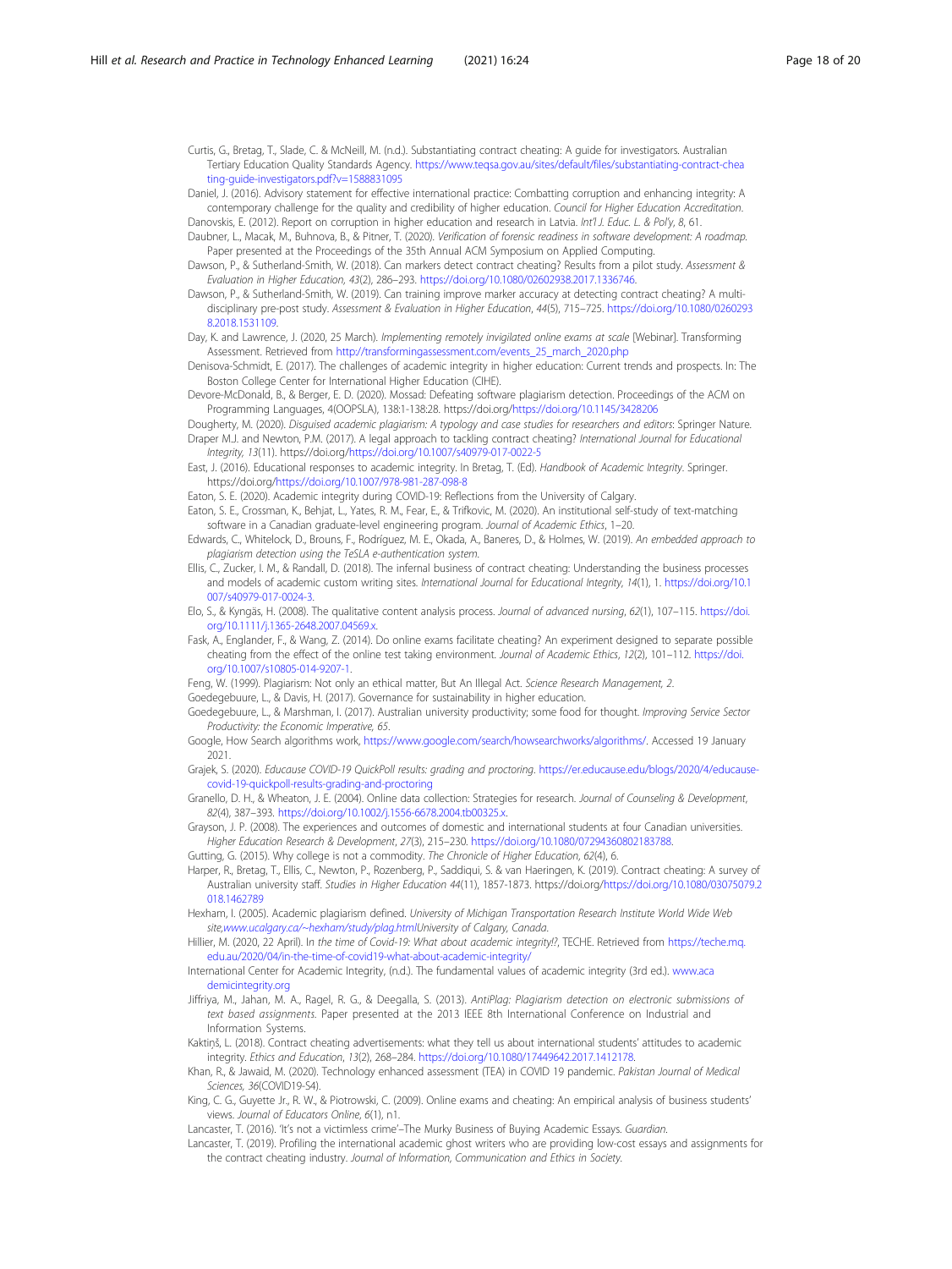Curtis, G., Bretag, T., Slade, C. & McNeill, M. (n.d.). Substantiating contract cheating: A guide for investigators. Australian Tertiary Education Quality Standards Agency. https://www.teqsa.gov.au/sites/default/files/substantiating-contract-cheating-guide-investigators.pdf?v=1588831095

Daniel, J. (2016). Advisory statement for effective international practice: Combatting corruption and enhancing integrity: A contemporary challenge for the quality and credibility of higher education. *Council for Higher Education Accreditation*.

Danovskis, E. (2012). Report on corruption in higher education and research in Latvia. *Int'l J. Educ. L. & Pol'y*, *8*, 61.

Daubner, L., Macak, M., Buhnova, B., & Pitner, T. (2020). *Verification of forensic readiness in software development: A roadmap.* Paper presented at the Proceedings of the 35th Annual ACM Symposium on Applied Computing.

Dawson, P., & Sutherland-Smith, W. (2018). Can markers detect contract cheating? Results from a pilot study. *Assessment & Evaluation in Higher Education*, *43*(2), 286–293. https://doi.org/10.1080/02602938.2017.1336746.

Dawson, P., & Sutherland-Smith, W. (2019). Can training improve marker accuracy at detecting contract cheating? A multi-disciplinary pre-post study. *Assessment & Evaluation in Higher Education*, *44*(5), 715–725. https://doi.org/10.1080/02602938.2018.1531109.

Day, K. and Lawrence, J. (2020, 25 March). *Implementing remotely invigilated online exams at scale* [Webinar]. Transforming Assessment. Retrieved from http://transformingassessment.com/events_25_march_2020.php

Denisova-Schmidt, E. (2017). The challenges of academic integrity in higher education: Current trends and prospects. In: The Boston College Center for International Higher Education (CIHE).

Devore-McDonald, B., & Berger, E. D. (2020). Mossad: Defeating software plagiarism detection. Proceedings of the ACM on Programming Languages, 4(OOPSLA), 138:1-138:28. https://doi.org/https://doi.org/10.1145/3428206

Dougherty, M. (2020). *Disguised academic plagiarism: A typology and case studies for researchers and editors*: Springer Nature.

Draper M.J. and Newton, P.M. (2017). A legal approach to tackling contract cheating? *International Journal for Educational Integrity, 13*(11). https://doi.org/https://doi.org/10.1007/s40979-017-0022-5

East, J. (2016). Educational responses to academic integrity. In Bretag, T. (Ed). *Handbook of Academic Integrity*. Springer. https://doi.org/https://doi.org/10.1007/978-981-287-098-8

Eaton, S. E. (2020). Academic integrity during COVID-19: Reflections from the University of Calgary.

Eaton, S. E., Crossman, K., Behjat, L., Yates, R. M., Fear, E., & Trifkovic, M. (2020). An institutional self-study of text-matching software in a Canadian graduate-level engineering program. *Journal of Academic Ethics*, 1–20.

Edwards, C., Whitelock, D., Brouns, F., Rodríguez, M. E., Okada, A., Baneres, D., & Holmes, W. (2019). *An embedded approach to plagiarism detection using the TeSLA e-authentication system.*

Ellis, C., Zucker, I. M., & Randall, D. (2018). The infernal business of contract cheating: Understanding the business processes and models of academic custom writing sites. *International Journal for Educational Integrity*, *14*(1), 1. https://doi.org/10.1007/s40979-017-0024-3.

Elo, S., & Kyngäs, H. (2008). The qualitative content analysis process. *Journal of advanced nursing*, *62*(1), 107–115. https://doi.org/10.1111/j.1365-2648.2007.04569.x.

Fask, A., Englander, F., & Wang, Z. (2014). Do online exams facilitate cheating? An experiment designed to separate possible cheating from the effect of the online test taking environment. *Journal of Academic Ethics*, *12*(2), 101–112. https://doi.org/10.1007/s10805-014-9207-1.

Feng, W. (1999). Plagiarism: Not only an ethical matter, But An Illegal Act. *Science Research Management, 2*.

Goedegebuure, L., & Davis, H. (2017). Governance for sustainability in higher education.

Goedegebuure, L., & Marshman, I. (2017). Australian university productivity; some food for thought. *Improving Service Sector Productivity: the Economic Imperative, 65*.

Google, How Search algorithms work, https://www.google.com/search/howsearchworks/algorithms/. Accessed 19 January 2021.

Grajek, S. (2020). *Educause COVID-19 QuickPoll results: grading and proctoring*. https://er.educause.edu/blogs/2020/4/educause-covid-19-quickpoll-results-grading-and-proctoring

Granello, D. H., & Wheaton, J. E. (2004). Online data collection: Strategies for research. *Journal of Counseling & Development*, *82*(4), 387–393. https://doi.org/10.1002/j.1556-6678.2004.tb00325.x.

Grayson, J. P. (2008). The experiences and outcomes of domestic and international students at four Canadian universities. *Higher Education Research & Development*, *27*(3), 215–230. https://doi.org/10.1080/07294360802183788.

Gutting, G. (2015). Why college is not a commodity. *The Chronicle of Higher Education*, *62*(4), 6.

Harper, R., Bretag, T., Ellis, C., Newton, P., Rozenberg, P., Saddiqui, S. & van Haeringen, K. (2019). Contract cheating: A survey of Australian university staff. *Studies in Higher Education 44*(11), 1857-1873. https://doi.org/https://doi.org/10.1080/03075079.2018.1462789

Hexham, I. (2005). Academic plagiarism defined. *University of Michigan Transportation Research Institute World Wide Web site,www.ucalgary.ca/~hexham/study/plag.htmlUniversity of Calgary, Canada.*

Hillier, M. (2020, 22 April). *In the time of Covid-19: What about academic integrity!?*, TECHE. Retrieved from https://teche.mq.edu.au/2020/04/in-the-time-of-covid19-what-about-academic-integrity/

International Center for Academic Integrity, (n.d.). The fundamental values of academic integrity (3rd ed.). www.academicintegrity.org

Jiffriya, M., Jahan, M. A., Ragel, R. G., & Deegalla, S. (2013). *AntiPlag: Plagiarism detection on electronic submissions of text based assignments.* Paper presented at the 2013 IEEE 8th International Conference on Industrial and Information Systems.

Kaktiņš, L. (2018). Contract cheating advertisements: what they tell us about international students' attitudes to academic integrity. *Ethics and Education*, *13*(2), 268–284. https://doi.org/10.1080/17449642.2017.1412178.

Khan, R., & Jawaid, M. (2020). Technology enhanced assessment (TEA) in COVID 19 pandemic. *Pakistan Journal of Medical Sciences, 36*(COVID19-S4).

King, C. G., Guyette Jr., R. W., & Piotrowski, C. (2009). Online exams and cheating: An empirical analysis of business students' views. *Journal of Educators Online*, *6*(1), n1.

Lancaster, T. (2016). 'It's not a victimless crime'–The Murky Business of Buying Academic Essays. *Guardian*.

Lancaster, T. (2019). Profiling the international academic ghost writers who are providing low-cost essays and assignments for the contract cheating industry. *Journal of Information, Communication and Ethics in Society.*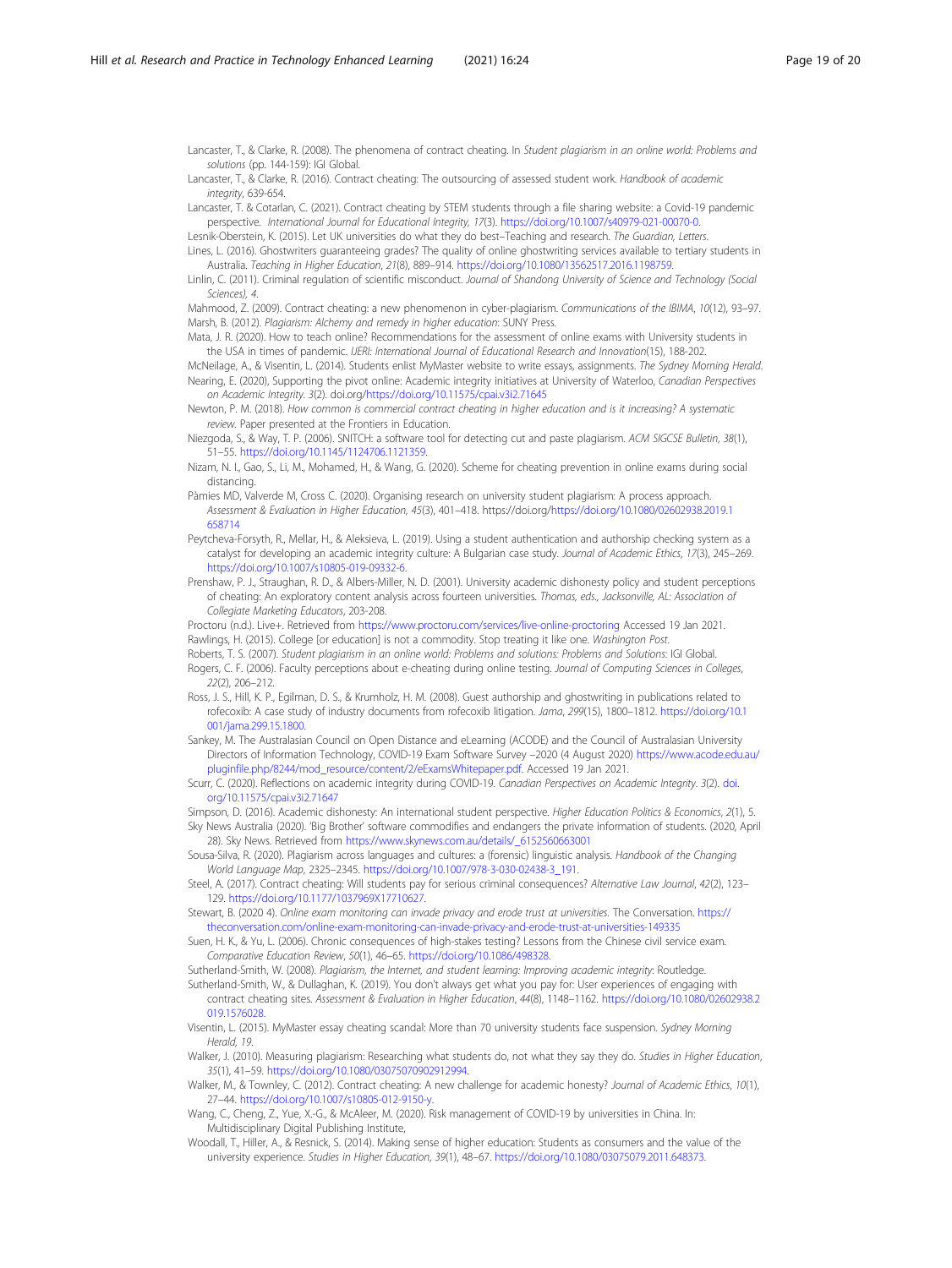Lancaster, T., & Clarke, R. (2008). The phenomena of contract cheating. In *Student plagiarism in an online world: Problems and solutions* (pp. 144-159): IGI Global.

Lancaster, T., & Clarke, R. (2016). Contract cheating: The outsourcing of assessed student work. *Handbook of academic integrity*, 639-654.

Lancaster, T. & Cotarlan, C. (2021). Contract cheating by STEM students through a file sharing website: a Covid-19 pandemic perspective. *International Journal for Educational Integrity, 17*(3). https://doi.org/10.1007/s40979-021-00070-0.

Lesnik-Oberstein, K. (2015). Let UK universities do what they do best–Teaching and research. *The Guardian, Letters*.

Lines, L. (2016). Ghostwriters guaranteeing grades? The quality of online ghostwriting services available to tertiary students in Australia. *Teaching in Higher Education*, *21*(8), 889–914. https://doi.org/10.1080/13562517.2016.1198759.

Linlin, C. (2011). Criminal regulation of scientific misconduct. *Journal of Shandong University of Science and Technology (Social Sciences), 4*.

Mahmood, Z. (2009). Contract cheating: a new phenomenon in cyber-plagiarism. *Communications of the IBIMA*, *10*(12), 93–97.

Marsh, B. (2012). *Plagiarism: Alchemy and remedy in higher education*: SUNY Press.

Mata, J. R. (2020). How to teach online? Recommendations for the assessment of online exams with University students in the USA in times of pandemic. *IJERI: International Journal of Educational Research and Innovation*(15), 188-202.

McNeilage, A., & Visentin, L. (2014). Students enlist MyMaster website to write essays, assignments. *The Sydney Morning Herald*.

Nearing, E. (2020), Supporting the pivot online: Academic integrity initiatives at University of Waterloo, *Canadian Perspectives on Academic Integrity. 3*(2). doi.org/https://doi.org/10.11575/cpai.v3i2.71645

Newton, P. M. (2018). *How common is commercial contract cheating in higher education and is it increasing? A systematic review*. Paper presented at the Frontiers in Education.

Niezgoda, S., & Way, T. P. (2006). SNITCH: a software tool for detecting cut and paste plagiarism. *ACM SIGCSE Bulletin*, *38*(1), 51–55. https://doi.org/10.1145/1124706.1121359.

Nizam, N. I., Gao, S., Li, M., Mohamed, H., & Wang, G. (2020). Scheme for cheating prevention in online exams during social distancing.

Pàmies MD, Valverde M, Cross C. (2020). Organising research on university student plagiarism: A process approach. *Assessment & Evaluation in Higher Education, 45*(3), 401–418. https://doi.org/https://doi.org/10.1080/02602938.2019.1658714

Peytcheva-Forsyth, R., Mellar, H., & Aleksieva, L. (2019). Using a student authentication and authorship checking system as a catalyst for developing an academic integrity culture: A Bulgarian case study. *Journal of Academic Ethics*, *17*(3), 245–269. https://doi.org/10.1007/s10805-019-09332-6.

Prenshaw, P. J., Straughan, R. D., & Albers-Miller, N. D. (2001). University academic dishonesty policy and student perceptions of cheating: An exploratory content analysis across fourteen universities. *Thomas, eds., Jacksonville, AL: Association of Collegiate Marketing Educators*, 203-208.

Proctoru (n.d.). Live+. Retrieved from https://www.proctoru.com/services/live-online-proctoring Accessed 19 Jan 2021.

Rawlings, H. (2015). College [or education] is not a commodity. Stop treating it like one. *Washington Post*.

Roberts, T. S. (2007). *Student plagiarism in an online world: Problems and solutions: Problems and Solutions*: IGI Global.

Rogers, C. F. (2006). Faculty perceptions about e-cheating during online testing. *Journal of Computing Sciences in Colleges*, *22*(2), 206–212.

Ross, J. S., Hill, K. P., Egilman, D. S., & Krumholz, H. M. (2008). Guest authorship and ghostwriting in publications related to rofecoxib: A case study of industry documents from rofecoxib litigation. *Jama*, *299*(15), 1800–1812. https://doi.org/10.1001/jama.299.15.1800.

Sankey, M. The Australasian Council on Open Distance and eLearning (ACODE) and the Council of Australasian University Directors of Information Technology, COVID-19 Exam Software Survey –2020 (4 August 2020) https://www.acode.edu.au/pluginfile.php/8244/mod_resource/content/2/eExamsWhitepaper.pdf. Accessed 19 Jan 2021.

Scurr, C. (2020). Reflections on academic integrity during COVID-19. *Canadian Perspectives on Academic Integrity. 3*(2). doi.org/10.11575/cpai.v3i2.71647

Simpson, D. (2016). Academic dishonesty: An international student perspective. *Higher Education Politics & Economics*, *2*(1), 5.

Sky News Australia (2020). 'Big Brother' software commodifies and endangers the private information of students. (2020, April 28). Sky News. Retrieved from https://www.skynews.com.au/details/_6152560663001

Sousa-Silva, R. (2020). Plagiarism across languages and cultures: a (forensic) linguistic analysis. *Handbook of the Changing World Language Map*, 2325–2345. https://doi.org/10.1007/978-3-030-02438-3_191.

Steel, A. (2017). Contract cheating: Will students pay for serious criminal consequences? *Alternative Law Journal*, *42*(2), 123–129. https://doi.org/10.1177/1037969X17710627.

Stewart, B. (2020 4). *Online exam monitoring can invade privacy and erode trust at universities*. The Conversation. https://theconversation.com/online-exam-monitoring-can-invade-privacy-and-erode-trust-at-universities-149335

Suen, H. K., & Yu, L. (2006). Chronic consequences of high-stakes testing? Lessons from the Chinese civil service exam. *Comparative Education Review*, *50*(1), 46–65. https://doi.org/10.1086/498328.

Sutherland-Smith, W. (2008). *Plagiarism, the Internet, and student learning: Improving academic integrity*: Routledge.

Sutherland-Smith, W., & Dullaghan, K. (2019). You don't always get what you pay for: User experiences of engaging with contract cheating sites. *Assessment & Evaluation in Higher Education*, *44*(8), 1148–1162. https://doi.org/10.1080/02602938.2019.1576028.

Visentin, L. (2015). MyMaster essay cheating scandal: More than 70 university students face suspension. *Sydney Morning Herald, 19*.

Walker, J. (2010). Measuring plagiarism: Researching what students do, not what they say they do. *Studies in Higher Education*, *35*(1), 41–59. https://doi.org/10.1080/03075070902912994.

Walker, M., & Townley, C. (2012). Contract cheating: A new challenge for academic honesty? *Journal of Academic Ethics*, *10*(1), 27–44. https://doi.org/10.1007/s10805-012-9150-y.

Wang, C., Cheng, Z., Yue, X.-G., & McAleer, M. (2020). Risk management of COVID-19 by universities in China. In: Multidisciplinary Digital Publishing Institute,

Woodall, T., Hiller, A., & Resnick, S. (2014). Making sense of higher education: Students as consumers and the value of the university experience. *Studies in Higher Education*, *39*(1), 48–67. https://doi.org/10.1080/03075079.2011.648373.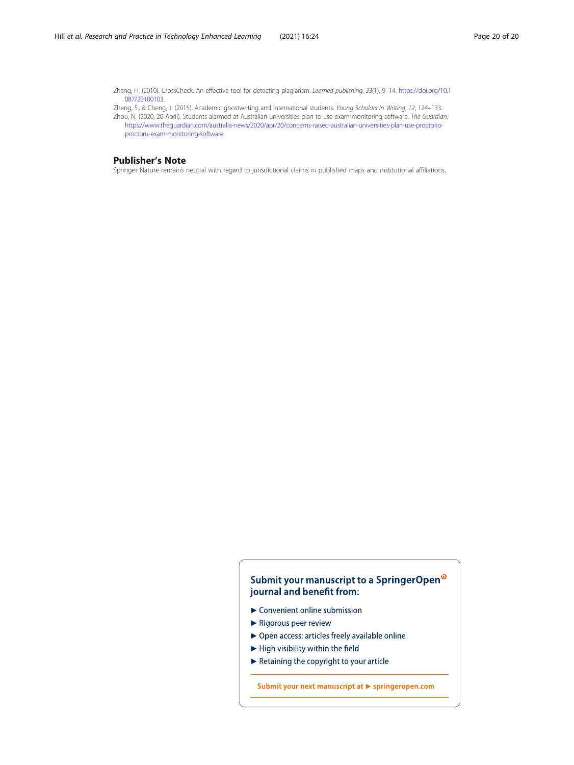Zhang, H. (2010). CrossCheck: An effective tool for detecting plagiarism. *Learned publishing*, *23*(1), 9–14. https://doi.org/10.1087/20100103.

Zheng, S., & Cheng, J. (2015). Academic ghostwriting and international students. *Young Scholars In Writing*, *12*, 124–133.

Zhou, N. (2020, 20 April). Students alarmed at Australian universities plan to use exam-monitoring software. *The Guardian*. https://www.theguardian.com/australia-news/2020/apr/20/concerns-raised-australian-universities-plan-use-proctorio-proctoru-exam-monitoring-software.

## Publisher's Note

Springer Nature remains neutral with regard to jurisdictional claims in published maps and institutional affiliations.

**Submit your manuscript to a SpringerOpen journal and benefit from:**

- ► Convenient online submission
- ► Rigorous peer review
- ► Open access: articles freely available online
- ► High visibility within the field
- ► Retaining the copyright to your article

**Submit your next manuscript at ► springeropen.com**